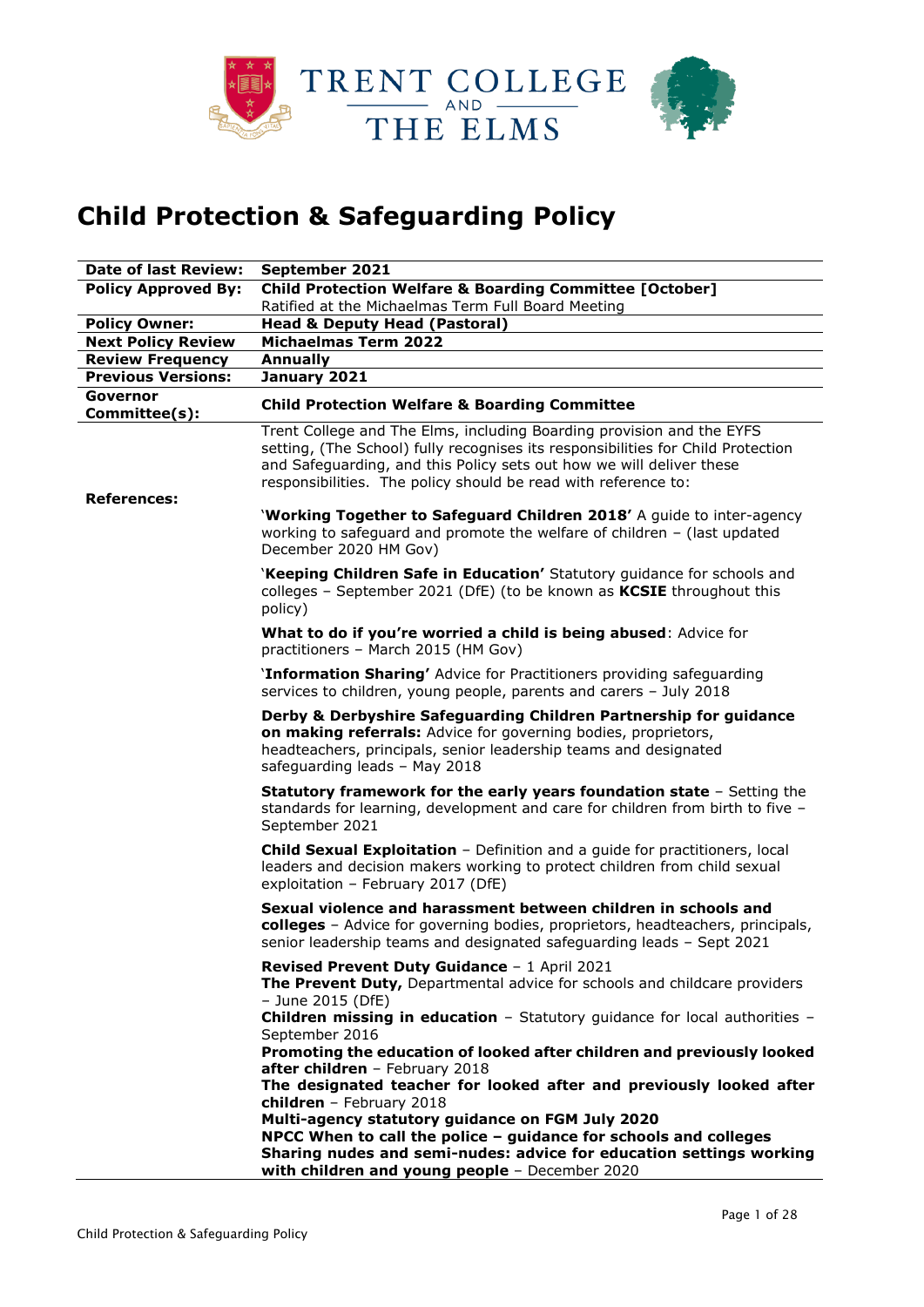TRENT COLLEGE AND THE ELMS

# Child Protection & Safeguarding Policy

| | |
|---|---|
| **Date of last Review:** | **September 2021** |
| **Policy Approved By:** | **Child Protection Welfare & Boarding Committee [October]**<br>Ratified at the Michaelmas Term Full Board Meeting |
| **Policy Owner:** | **Head & Deputy Head (Pastoral)** |
| **Next Policy Review** | **Michaelmas Term 2022** |
| **Review Frequency** | **Annually** |
| **Previous Versions:** | **January 2021** |
| **Governor Committee(s):** | **Child Protection Welfare & Boarding Committee** |
| **References:** | Trent College and The Elms, including Boarding provision and the EYFS setting, (The School) fully recognises its responsibilities for Child Protection and Safeguarding, and this Policy sets out how we will deliver these responsibilities. The policy should be read with reference to:<br><br>'**Working Together to Safeguard Children 2018'** A guide to inter-agency working to safeguard and promote the welfare of children – (last updated December 2020 HM Gov)<br><br>'**Keeping Children Safe in Education'** Statutory guidance for schools and colleges – September 2021 (DfE) (to be known as **KCSIE** throughout this policy)<br><br>**What to do if you're worried a child is being abused**: Advice for practitioners – March 2015 (HM Gov)<br><br>'**Information Sharing'** Advice for Practitioners providing safeguarding services to children, young people, parents and carers – July 2018<br><br>**Derby & Derbyshire Safeguarding Children Partnership for guidance on making referrals:** Advice for governing bodies, proprietors, headteachers, principals, senior leadership teams and designated safeguarding leads – May 2018<br><br>**Statutory framework for the early years foundation state** – Setting the standards for learning, development and care for children from birth to five – September 2021<br><br>**Child Sexual Exploitation** – Definition and a guide for practitioners, local leaders and decision makers working to protect children from child sexual exploitation – February 2017 (DfE)<br><br>**Sexual violence and harassment between children in schools and colleges** – Advice for governing bodies, proprietors, headteachers, principals, senior leadership teams and designated safeguarding leads – Sept 2021<br><br>**Revised Prevent Duty Guidance** – 1 April 2021<br>**The Prevent Duty,** Departmental advice for schools and childcare providers – June 2015 (DfE)<br>**Children missing in education** – Statutory guidance for local authorities – September 2016<br>**Promoting the education of looked after children and previously looked after children** – February 2018<br>**The designated teacher for looked after and previously looked after children** – February 2018<br>**Multi-agency statutory guidance on FGM July 2020**<br>**NPCC When to call the police – guidance for schools and colleges**<br>**Sharing nudes and semi-nudes: advice for education settings working with children and young people** – December 2020 |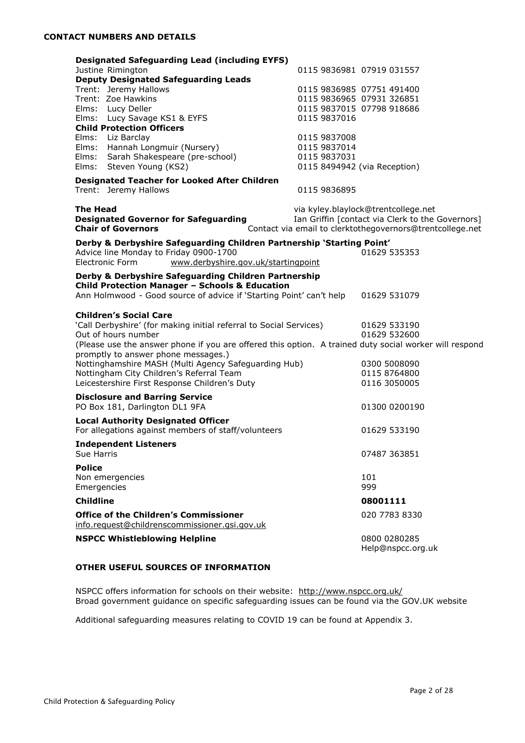## CONTACT NUMBERS AND DETAILS

**Designated Safeguarding Lead (including EYFS)**

Justine Rimington — 0115 9836981 07919 031557

**Deputy Designated Safeguarding Leads**

Trent: Jeremy Hallows — 0115 9836985 07751 491400
Trent: Zoe Hawkins — 0115 9836965 07931 326851
Elms: Lucy Deller — 0115 9837015 07798 918686
Elms: Lucy Savage KS1 & EYFS — 0115 9837016

**Child Protection Officers**

Elms: Liz Barclay — 0115 9837008
Elms: Hannah Longmuir (Nursery) — 0115 9837014
Elms: Sarah Shakespeare (pre-school) — 0115 9837031
Elms: Steven Young (KS2) — 0115 8494942 (via Reception)

**Designated Teacher for Looked After Children**

Trent: Jeremy Hallows — 0115 9836895

**The Head** — via kyley.blaylock@trentcollege.net
**Designated Governor for Safeguarding** — Ian Griffin [contact via Clerk to the Governors]
**Chair of Governors** — Contact via email to clerktothegovernors@trentcollege.net

**Derby & Derbyshire Safeguarding Children Partnership 'Starting Point'**

Advice line Monday to Friday 0900-1700 — 01629 535353
Electronic Form — www.derbyshire.gov.uk/startingpoint

**Derby & Derbyshire Safeguarding Children Partnership**
**Child Protection Manager – Schools & Education**

Ann Holmwood - Good source of advice if 'Starting Point' can't help — 01629 531079

**Children's Social Care**

'Call Derbyshire' (for making initial referral to Social Services) — 01629 533190
Out of hours number — 01629 532600
(Please use the answer phone if you are offered this option. A trained duty social worker will respond promptly to answer phone messages.)
Nottinghamshire MASH (Multi Agency Safeguarding Hub) — 0300 5008090
Nottingham City Children's Referral Team — 0115 8764800
Leicestershire First Response Children's Duty — 0116 3050005

**Disclosure and Barring Service**

PO Box 181, Darlington DL1 9FA — 01300 0200190

**Local Authority Designated Officer**

For allegations against members of staff/volunteers — 01629 533190

**Independent Listeners**

Sue Harris — 07487 363851

**Police**

Non emergencies — 101
Emergencies — 999

**Childline** — **08001111**

**Office of the Children's Commissioner** — 020 7783 8330
info.request@childrenscommissioner.gsi.gov.uk

**NSPCC Whistleblowing Helpline** — 0800 0280285
Help@nspcc.org.uk

## OTHER USEFUL SOURCES OF INFORMATION

NSPCC offers information for schools on their website: http://www.nspcc.org.uk/
Broad government guidance on specific safeguarding issues can be found via the GOV.UK website

Additional safeguarding measures relating to COVID 19 can be found at Appendix 3.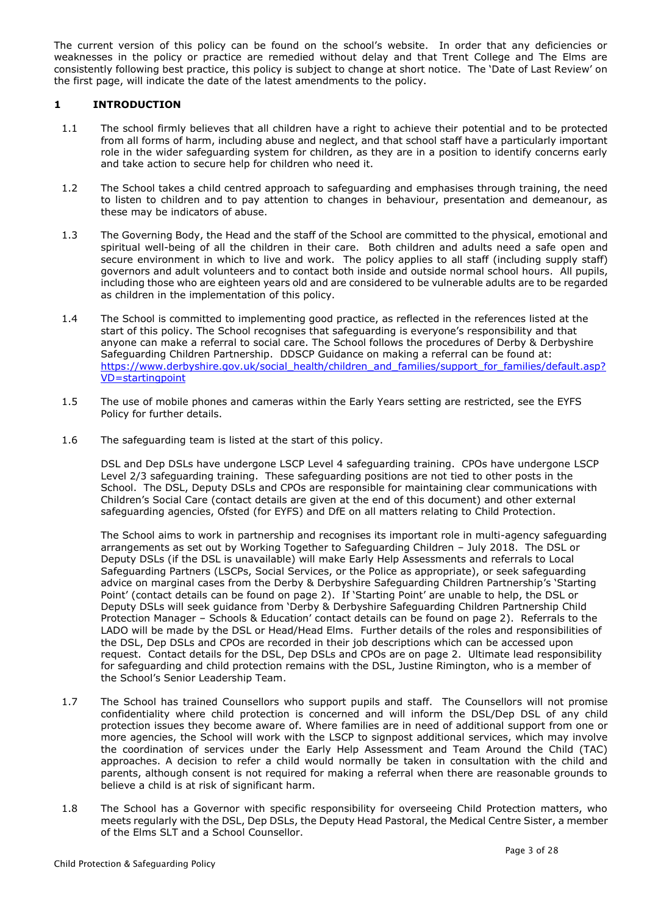The current version of this policy can be found on the school's website. In order that any deficiencies or weaknesses in the policy or practice are remedied without delay and that Trent College and The Elms are consistently following best practice, this policy is subject to change at short notice. The 'Date of Last Review' on the first page, will indicate the date of the latest amendments to the policy.

## 1 INTRODUCTION

1.1 The school firmly believes that all children have a right to achieve their potential and to be protected from all forms of harm, including abuse and neglect, and that school staff have a particularly important role in the wider safeguarding system for children, as they are in a position to identify concerns early and take action to secure help for children who need it.

1.2 The School takes a child centred approach to safeguarding and emphasises through training, the need to listen to children and to pay attention to changes in behaviour, presentation and demeanour, as these may be indicators of abuse.

1.3 The Governing Body, the Head and the staff of the School are committed to the physical, emotional and spiritual well-being of all the children in their care. Both children and adults need a safe open and secure environment in which to live and work. The policy applies to all staff (including supply staff) governors and adult volunteers and to contact both inside and outside normal school hours. All pupils, including those who are eighteen years old and are considered to be vulnerable adults are to be regarded as children in the implementation of this policy.

1.4 The School is committed to implementing good practice, as reflected in the references listed at the start of this policy. The School recognises that safeguarding is everyone's responsibility and that anyone can make a referral to social care. The School follows the procedures of Derby & Derbyshire Safeguarding Children Partnership. DDSCP Guidance on making a referral can be found at: https://www.derbyshire.gov.uk/social_health/children_and_families/support_for_families/default.asp?VD=startingpoint

1.5 The use of mobile phones and cameras within the Early Years setting are restricted, see the EYFS Policy for further details.

1.6 The safeguarding team is listed at the start of this policy.

DSL and Dep DSLs have undergone LSCP Level 4 safeguarding training. CPOs have undergone LSCP Level 2/3 safeguarding training. These safeguarding positions are not tied to other posts in the School. The DSL, Deputy DSLs and CPOs are responsible for maintaining clear communications with Children's Social Care (contact details are given at the end of this document) and other external safeguarding agencies, Ofsted (for EYFS) and DfE on all matters relating to Child Protection.

The School aims to work in partnership and recognises its important role in multi-agency safeguarding arrangements as set out by Working Together to Safeguarding Children – July 2018. The DSL or Deputy DSLs (if the DSL is unavailable) will make Early Help Assessments and referrals to Local Safeguarding Partners (LSCPs, Social Services, or the Police as appropriate), or seek safeguarding advice on marginal cases from the Derby & Derbyshire Safeguarding Children Partnership's 'Starting Point' (contact details can be found on page 2). If 'Starting Point' are unable to help, the DSL or Deputy DSLs will seek guidance from 'Derby & Derbyshire Safeguarding Children Partnership Child Protection Manager – Schools & Education' contact details can be found on page 2). Referrals to the LADO will be made by the DSL or Head/Head Elms. Further details of the roles and responsibilities of the DSL, Dep DSLs and CPOs are recorded in their job descriptions which can be accessed upon request. Contact details for the DSL, Dep DSLs and CPOs are on page 2. Ultimate lead responsibility for safeguarding and child protection remains with the DSL, Justine Rimington, who is a member of the School's Senior Leadership Team.

1.7 The School has trained Counsellors who support pupils and staff. The Counsellors will not promise confidentiality where child protection is concerned and will inform the DSL/Dep DSL of any child protection issues they become aware of. Where families are in need of additional support from one or more agencies, the School will work with the LSCP to signpost additional services, which may involve the coordination of services under the Early Help Assessment and Team Around the Child (TAC) approaches. A decision to refer a child would normally be taken in consultation with the child and parents, although consent is not required for making a referral when there are reasonable grounds to believe a child is at risk of significant harm.

1.8 The School has a Governor with specific responsibility for overseeing Child Protection matters, who meets regularly with the DSL, Dep DSLs, the Deputy Head Pastoral, the Medical Centre Sister, a member of the Elms SLT and a School Counsellor.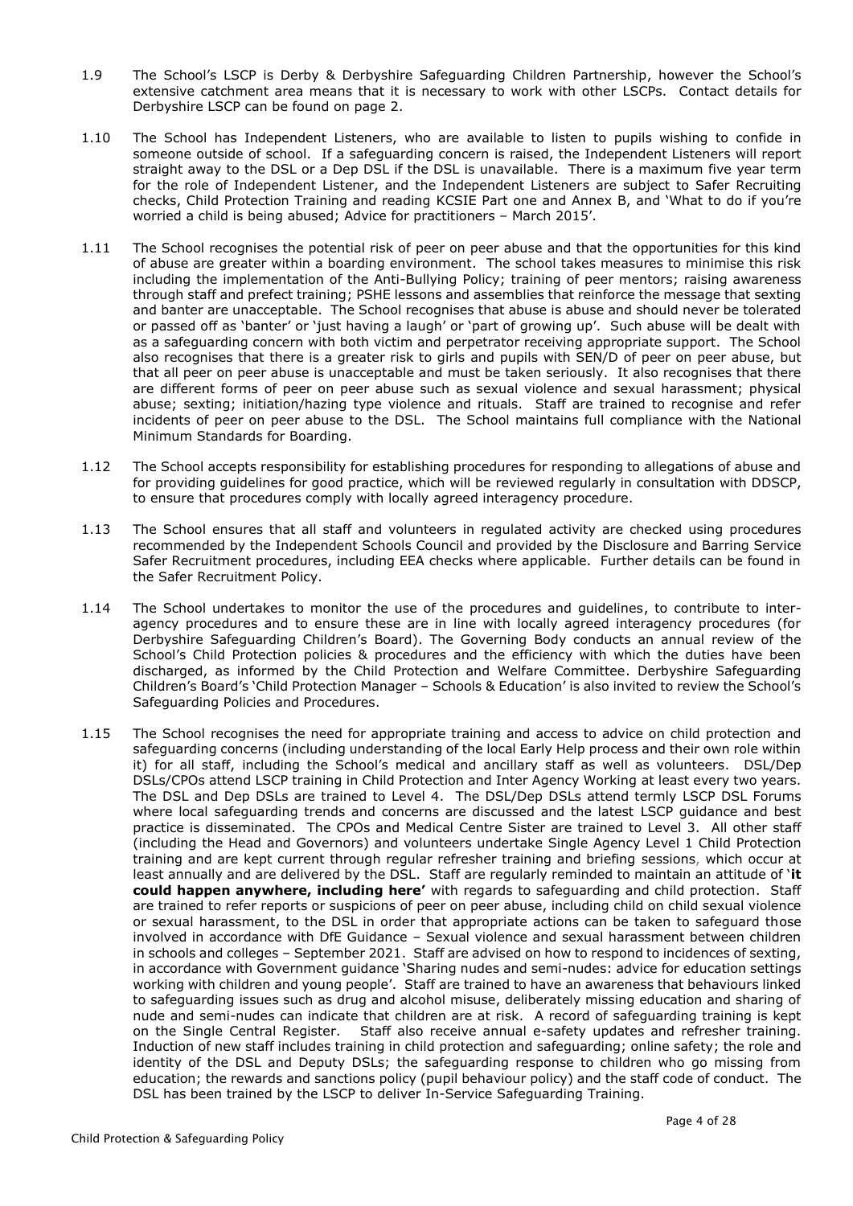1.9 The School's LSCP is Derby & Derbyshire Safeguarding Children Partnership, however the School's extensive catchment area means that it is necessary to work with other LSCPs. Contact details for Derbyshire LSCP can be found on page 2.

1.10 The School has Independent Listeners, who are available to listen to pupils wishing to confide in someone outside of school. If a safeguarding concern is raised, the Independent Listeners will report straight away to the DSL or a Dep DSL if the DSL is unavailable. There is a maximum five year term for the role of Independent Listener, and the Independent Listeners are subject to Safer Recruiting checks, Child Protection Training and reading KCSIE Part one and Annex B, and 'What to do if you're worried a child is being abused; Advice for practitioners – March 2015'.

1.11 The School recognises the potential risk of peer on peer abuse and that the opportunities for this kind of abuse are greater within a boarding environment. The school takes measures to minimise this risk including the implementation of the Anti-Bullying Policy; training of peer mentors; raising awareness through staff and prefect training; PSHE lessons and assemblies that reinforce the message that sexting and banter are unacceptable. The School recognises that abuse is abuse and should never be tolerated or passed off as 'banter' or 'just having a laugh' or 'part of growing up'. Such abuse will be dealt with as a safeguarding concern with both victim and perpetrator receiving appropriate support. The School also recognises that there is a greater risk to girls and pupils with SEN/D of peer on peer abuse, but that all peer on peer abuse is unacceptable and must be taken seriously. It also recognises that there are different forms of peer on peer abuse such as sexual violence and sexual harassment; physical abuse; sexting; initiation/hazing type violence and rituals. Staff are trained to recognise and refer incidents of peer on peer abuse to the DSL. The School maintains full compliance with the National Minimum Standards for Boarding.

1.12 The School accepts responsibility for establishing procedures for responding to allegations of abuse and for providing guidelines for good practice, which will be reviewed regularly in consultation with DDSCP, to ensure that procedures comply with locally agreed interagency procedure.

1.13 The School ensures that all staff and volunteers in regulated activity are checked using procedures recommended by the Independent Schools Council and provided by the Disclosure and Barring Service Safer Recruitment procedures, including EEA checks where applicable. Further details can be found in the Safer Recruitment Policy.

1.14 The School undertakes to monitor the use of the procedures and guidelines, to contribute to inter-agency procedures and to ensure these are in line with locally agreed interagency procedures (for Derbyshire Safeguarding Children's Board). The Governing Body conducts an annual review of the School's Child Protection policies & procedures and the efficiency with which the duties have been discharged, as informed by the Child Protection and Welfare Committee. Derbyshire Safeguarding Children's Board's 'Child Protection Manager – Schools & Education' is also invited to review the School's Safeguarding Policies and Procedures.

1.15 The School recognises the need for appropriate training and access to advice on child protection and safeguarding concerns (including understanding of the local Early Help process and their own role within it) for all staff, including the School's medical and ancillary staff as well as volunteers. DSL/Dep DSLs/CPOs attend LSCP training in Child Protection and Inter Agency Working at least every two years. The DSL and Dep DSLs are trained to Level 4. The DSL/Dep DSLs attend termly LSCP DSL Forums where local safeguarding trends and concerns are discussed and the latest LSCP guidance and best practice is disseminated. The CPOs and Medical Centre Sister are trained to Level 3. All other staff (including the Head and Governors) and volunteers undertake Single Agency Level 1 Child Protection training and are kept current through regular refresher training and briefing sessions, which occur at least annually and are delivered by the DSL. Staff are regularly reminded to maintain an attitude of **'it could happen anywhere, including here'** with regards to safeguarding and child protection. Staff are trained to refer reports or suspicions of peer on peer abuse, including child on child sexual violence or sexual harassment, to the DSL in order that appropriate actions can be taken to safeguard those involved in accordance with DfE Guidance – Sexual violence and sexual harassment between children in schools and colleges – September 2021. Staff are advised on how to respond to incidences of sexting, in accordance with Government guidance 'Sharing nudes and semi-nudes: advice for education settings working with children and young people'. Staff are trained to have an awareness that behaviours linked to safeguarding issues such as drug and alcohol misuse, deliberately missing education and sharing of nude and semi-nudes can indicate that children are at risk. A record of safeguarding training is kept on the Single Central Register. Staff also receive annual e-safety updates and refresher training. Induction of new staff includes training in child protection and safeguarding; online safety; the role and identity of the DSL and Deputy DSLs; the safeguarding response to children who go missing from education; the rewards and sanctions policy (pupil behaviour policy) and the staff code of conduct. The DSL has been trained by the LSCP to deliver In-Service Safeguarding Training.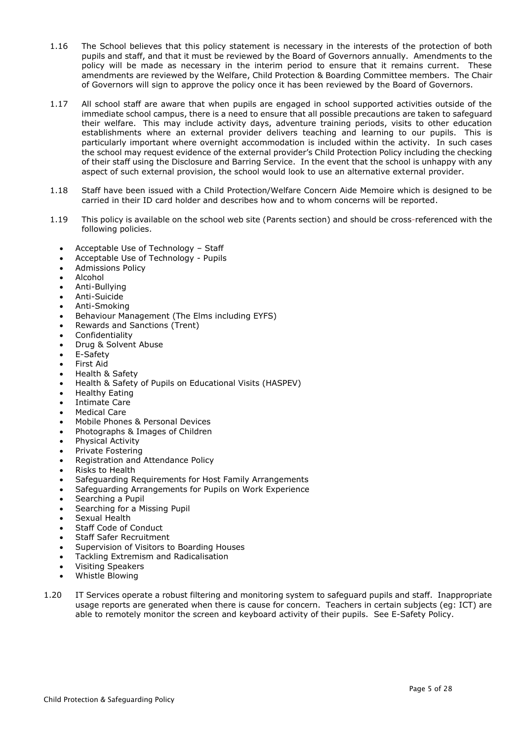1.16 The School believes that this policy statement is necessary in the interests of the protection of both pupils and staff, and that it must be reviewed by the Board of Governors annually. Amendments to the policy will be made as necessary in the interim period to ensure that it remains current. These amendments are reviewed by the Welfare, Child Protection & Boarding Committee members. The Chair of Governors will sign to approve the policy once it has been reviewed by the Board of Governors.

1.17 All school staff are aware that when pupils are engaged in school supported activities outside of the immediate school campus, there is a need to ensure that all possible precautions are taken to safeguard their welfare. This may include activity days, adventure training periods, visits to other education establishments where an external provider delivers teaching and learning to our pupils. This is particularly important where overnight accommodation is included within the activity. In such cases the school may request evidence of the external provider's Child Protection Policy including the checking of their staff using the Disclosure and Barring Service. In the event that the school is unhappy with any aspect of such external provision, the school would look to use an alternative external provider.

1.18 Staff have been issued with a Child Protection/Welfare Concern Aide Memoire which is designed to be carried in their ID card holder and describes how and to whom concerns will be reported.

1.19 This policy is available on the school web site (Parents section) and should be cross-referenced with the following policies.

- Acceptable Use of Technology – Staff
- Acceptable Use of Technology - Pupils
- Admissions Policy
- Alcohol
- Anti-Bullying
- Anti-Suicide
- Anti-Smoking
- Behaviour Management (The Elms including EYFS)
- Rewards and Sanctions (Trent)
- Confidentiality
- Drug & Solvent Abuse
- E-Safety
- First Aid
- Health & Safety
- Health & Safety of Pupils on Educational Visits (HASPEV)
- Healthy Eating
- Intimate Care
- Medical Care
- Mobile Phones & Personal Devices
- Photographs & Images of Children
- Physical Activity
- Private Fostering
- Registration and Attendance Policy
- Risks to Health
- Safeguarding Requirements for Host Family Arrangements
- Safeguarding Arrangements for Pupils on Work Experience
- Searching a Pupil
- Searching for a Missing Pupil
- Sexual Health
- Staff Code of Conduct
- Staff Safer Recruitment
- Supervision of Visitors to Boarding Houses
- Tackling Extremism and Radicalisation
- Visiting Speakers
- Whistle Blowing

1.20 IT Services operate a robust filtering and monitoring system to safeguard pupils and staff. Inappropriate usage reports are generated when there is cause for concern. Teachers in certain subjects (eg: ICT) are able to remotely monitor the screen and keyboard activity of their pupils. See E-Safety Policy.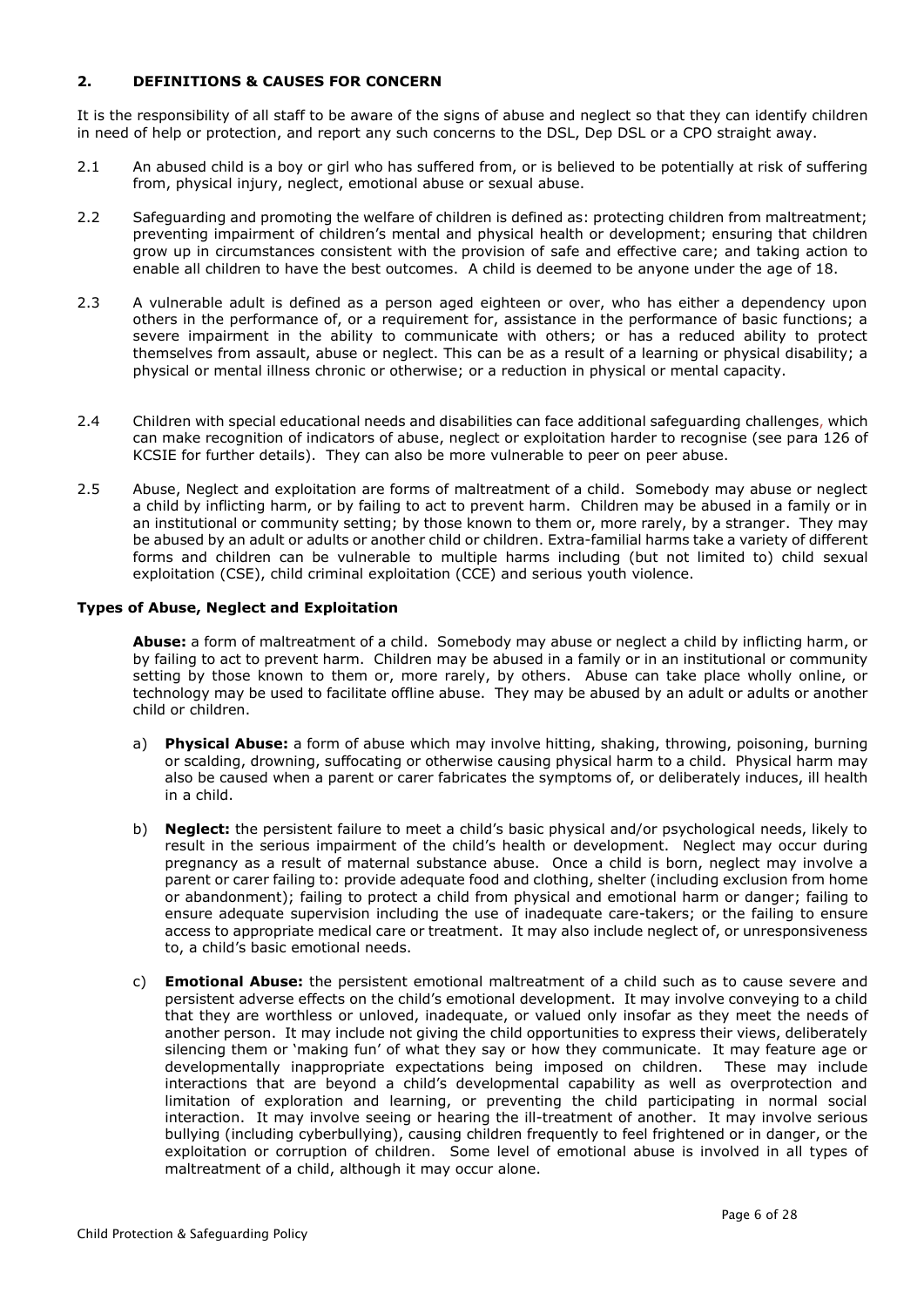## 2. DEFINITIONS & CAUSES FOR CONCERN

It is the responsibility of all staff to be aware of the signs of abuse and neglect so that they can identify children in need of help or protection, and report any such concerns to the DSL, Dep DSL or a CPO straight away.

2.1 An abused child is a boy or girl who has suffered from, or is believed to be potentially at risk of suffering from, physical injury, neglect, emotional abuse or sexual abuse.

2.2 Safeguarding and promoting the welfare of children is defined as: protecting children from maltreatment; preventing impairment of children's mental and physical health or development; ensuring that children grow up in circumstances consistent with the provision of safe and effective care; and taking action to enable all children to have the best outcomes. A child is deemed to be anyone under the age of 18.

2.3 A vulnerable adult is defined as a person aged eighteen or over, who has either a dependency upon others in the performance of, or a requirement for, assistance in the performance of basic functions; a severe impairment in the ability to communicate with others; or has a reduced ability to protect themselves from assault, abuse or neglect. This can be as a result of a learning or physical disability; a physical or mental illness chronic or otherwise; or a reduction in physical or mental capacity.

2.4 Children with special educational needs and disabilities can face additional safeguarding challenges, which can make recognition of indicators of abuse, neglect or exploitation harder to recognise (see para 126 of KCSIE for further details). They can also be more vulnerable to peer on peer abuse.

2.5 Abuse, Neglect and exploitation are forms of maltreatment of a child. Somebody may abuse or neglect a child by inflicting harm, or by failing to act to prevent harm. Children may be abused in a family or in an institutional or community setting; by those known to them or, more rarely, by a stranger. They may be abused by an adult or adults or another child or children. Extra-familial harms take a variety of different forms and children can be vulnerable to multiple harms including (but not limited to) child sexual exploitation (CSE), child criminal exploitation (CCE) and serious youth violence.

### Types of Abuse, Neglect and Exploitation

**Abuse:** a form of maltreatment of a child. Somebody may abuse or neglect a child by inflicting harm, or by failing to act to prevent harm. Children may be abused in a family or in an institutional or community setting by those known to them or, more rarely, by others. Abuse can take place wholly online, or technology may be used to facilitate offline abuse. They may be abused by an adult or adults or another child or children.

a) **Physical Abuse:** a form of abuse which may involve hitting, shaking, throwing, poisoning, burning or scalding, drowning, suffocating or otherwise causing physical harm to a child. Physical harm may also be caused when a parent or carer fabricates the symptoms of, or deliberately induces, ill health in a child.

b) **Neglect:** the persistent failure to meet a child's basic physical and/or psychological needs, likely to result in the serious impairment of the child's health or development. Neglect may occur during pregnancy as a result of maternal substance abuse. Once a child is born, neglect may involve a parent or carer failing to: provide adequate food and clothing, shelter (including exclusion from home or abandonment); failing to protect a child from physical and emotional harm or danger; failing to ensure adequate supervision including the use of inadequate care-takers; or the failing to ensure access to appropriate medical care or treatment. It may also include neglect of, or unresponsiveness to, a child's basic emotional needs.

c) **Emotional Abuse:** the persistent emotional maltreatment of a child such as to cause severe and persistent adverse effects on the child's emotional development. It may involve conveying to a child that they are worthless or unloved, inadequate, or valued only insofar as they meet the needs of another person. It may include not giving the child opportunities to express their views, deliberately silencing them or 'making fun' of what they say or how they communicate. It may feature age or developmentally inappropriate expectations being imposed on children. These may include interactions that are beyond a child's developmental capability as well as overprotection and limitation of exploration and learning, or preventing the child participating in normal social interaction. It may involve seeing or hearing the ill-treatment of another. It may involve serious bullying (including cyberbullying), causing children frequently to feel frightened or in danger, or the exploitation or corruption of children. Some level of emotional abuse is involved in all types of maltreatment of a child, although it may occur alone.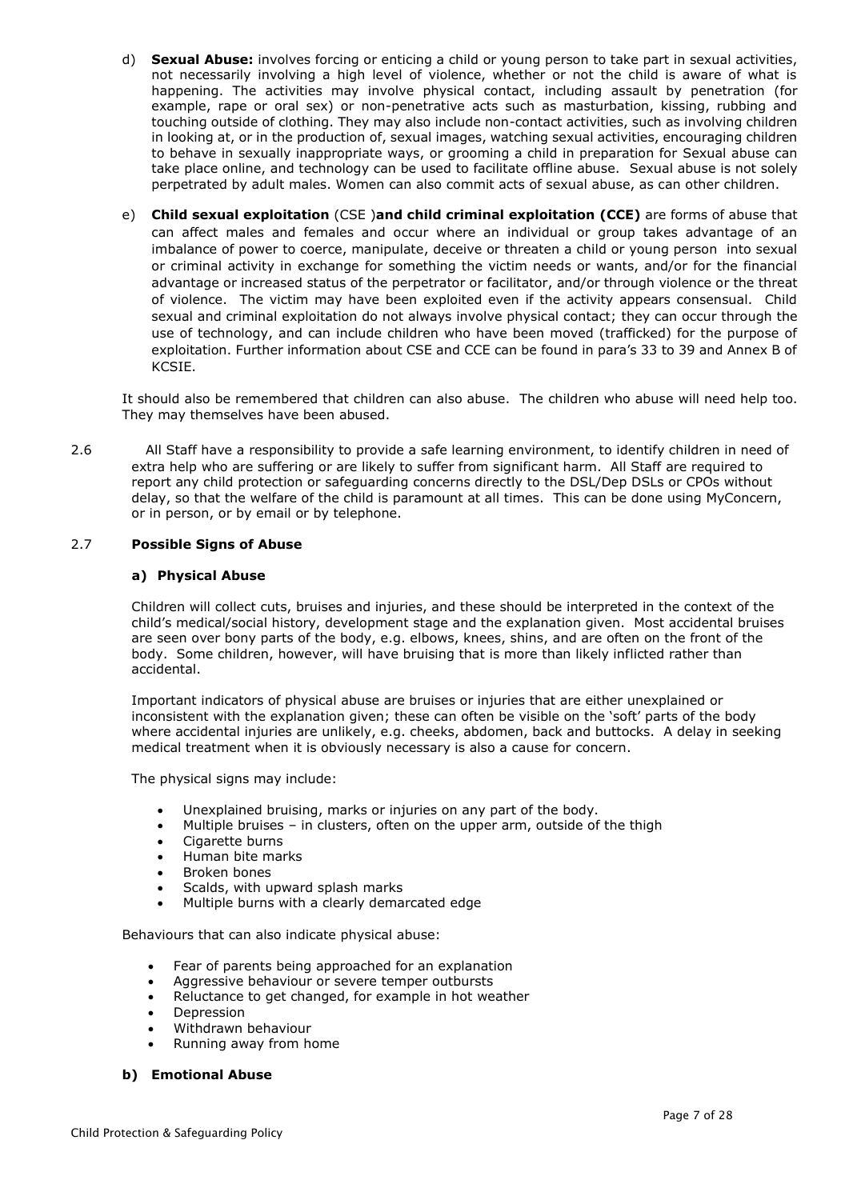d) **Sexual Abuse:** involves forcing or enticing a child or young person to take part in sexual activities, not necessarily involving a high level of violence, whether or not the child is aware of what is happening. The activities may involve physical contact, including assault by penetration (for example, rape or oral sex) or non-penetrative acts such as masturbation, kissing, rubbing and touching outside of clothing. They may also include non-contact activities, such as involving children in looking at, or in the production of, sexual images, watching sexual activities, encouraging children to behave in sexually inappropriate ways, or grooming a child in preparation for Sexual abuse can take place online, and technology can be used to facilitate offline abuse. Sexual abuse is not solely perpetrated by adult males. Women can also commit acts of sexual abuse, as can other children.

e) **Child sexual exploitation** (CSE )**and child criminal exploitation (CCE)** are forms of abuse that can affect males and females and occur where an individual or group takes advantage of an imbalance of power to coerce, manipulate, deceive or threaten a child or young person into sexual or criminal activity in exchange for something the victim needs or wants, and/or for the financial advantage or increased status of the perpetrator or facilitator, and/or through violence or the threat of violence. The victim may have been exploited even if the activity appears consensual. Child sexual and criminal exploitation do not always involve physical contact; they can occur through the use of technology, and can include children who have been moved (trafficked) for the purpose of exploitation. Further information about CSE and CCE can be found in para's 33 to 39 and Annex B of KCSIE.

It should also be remembered that children can also abuse. The children who abuse will need help too. They may themselves have been abused.

2.6 All Staff have a responsibility to provide a safe learning environment, to identify children in need of extra help who are suffering or are likely to suffer from significant harm. All Staff are required to report any child protection or safeguarding concerns directly to the DSL/Dep DSLs or CPOs without delay, so that the welfare of the child is paramount at all times. This can be done using MyConcern, or in person, or by email or by telephone.

2.7 **Possible Signs of Abuse**

**a) Physical Abuse**

Children will collect cuts, bruises and injuries, and these should be interpreted in the context of the child's medical/social history, development stage and the explanation given. Most accidental bruises are seen over bony parts of the body, e.g. elbows, knees, shins, and are often on the front of the body. Some children, however, will have bruising that is more than likely inflicted rather than accidental.

Important indicators of physical abuse are bruises or injuries that are either unexplained or inconsistent with the explanation given; these can often be visible on the 'soft' parts of the body where accidental injuries are unlikely, e.g. cheeks, abdomen, back and buttocks. A delay in seeking medical treatment when it is obviously necessary is also a cause for concern.

The physical signs may include:

- Unexplained bruising, marks or injuries on any part of the body.
- Multiple bruises – in clusters, often on the upper arm, outside of the thigh
- Cigarette burns
- Human bite marks
- Broken bones
- Scalds, with upward splash marks
- Multiple burns with a clearly demarcated edge

Behaviours that can also indicate physical abuse:

- Fear of parents being approached for an explanation
- Aggressive behaviour or severe temper outbursts
- Reluctance to get changed, for example in hot weather
- Depression
- Withdrawn behaviour
- Running away from home

**b) Emotional Abuse**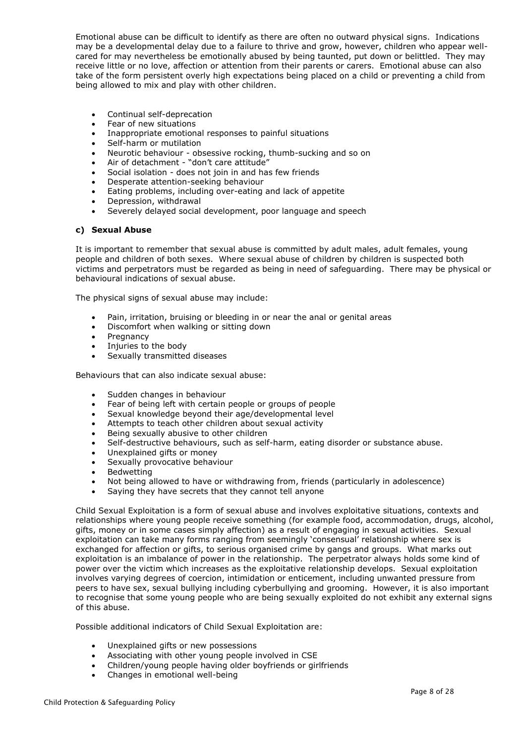Emotional abuse can be difficult to identify as there are often no outward physical signs. Indications may be a developmental delay due to a failure to thrive and grow, however, children who appear well-cared for may nevertheless be emotionally abused by being taunted, put down or belittled. They may receive little or no love, affection or attention from their parents or carers. Emotional abuse can also take of the form persistent overly high expectations being placed on a child or preventing a child from being allowed to mix and play with other children.

- Continual self-deprecation
- Fear of new situations
- Inappropriate emotional responses to painful situations
- Self-harm or mutilation
- Neurotic behaviour - obsessive rocking, thumb-sucking and so on
- Air of detachment - "don't care attitude"
- Social isolation - does not join in and has few friends
- Desperate attention-seeking behaviour
- Eating problems, including over-eating and lack of appetite
- Depression, withdrawal
- Severely delayed social development, poor language and speech

### c) Sexual Abuse

It is important to remember that sexual abuse is committed by adult males, adult females, young people and children of both sexes. Where sexual abuse of children by children is suspected both victims and perpetrators must be regarded as being in need of safeguarding. There may be physical or behavioural indications of sexual abuse.

The physical signs of sexual abuse may include:

- Pain, irritation, bruising or bleeding in or near the anal or genital areas
- Discomfort when walking or sitting down
- Pregnancy
- Injuries to the body
- Sexually transmitted diseases

Behaviours that can also indicate sexual abuse:

- Sudden changes in behaviour
- Fear of being left with certain people or groups of people
- Sexual knowledge beyond their age/developmental level
- Attempts to teach other children about sexual activity
- Being sexually abusive to other children
- Self-destructive behaviours, such as self-harm, eating disorder or substance abuse.
- Unexplained gifts or money
- Sexually provocative behaviour
- Bedwetting
- Not being allowed to have or withdrawing from, friends (particularly in adolescence)
- Saying they have secrets that they cannot tell anyone

Child Sexual Exploitation is a form of sexual abuse and involves exploitative situations, contexts and relationships where young people receive something (for example food, accommodation, drugs, alcohol, gifts, money or in some cases simply affection) as a result of engaging in sexual activities. Sexual exploitation can take many forms ranging from seemingly 'consensual' relationship where sex is exchanged for affection or gifts, to serious organised crime by gangs and groups. What marks out exploitation is an imbalance of power in the relationship. The perpetrator always holds some kind of power over the victim which increases as the exploitative relationship develops. Sexual exploitation involves varying degrees of coercion, intimidation or enticement, including unwanted pressure from peers to have sex, sexual bullying including cyberbullying and grooming. However, it is also important to recognise that some young people who are being sexually exploited do not exhibit any external signs of this abuse.

Possible additional indicators of Child Sexual Exploitation are:

- Unexplained gifts or new possessions
- Associating with other young people involved in CSE
- Children/young people having older boyfriends or girlfriends
- Changes in emotional well-being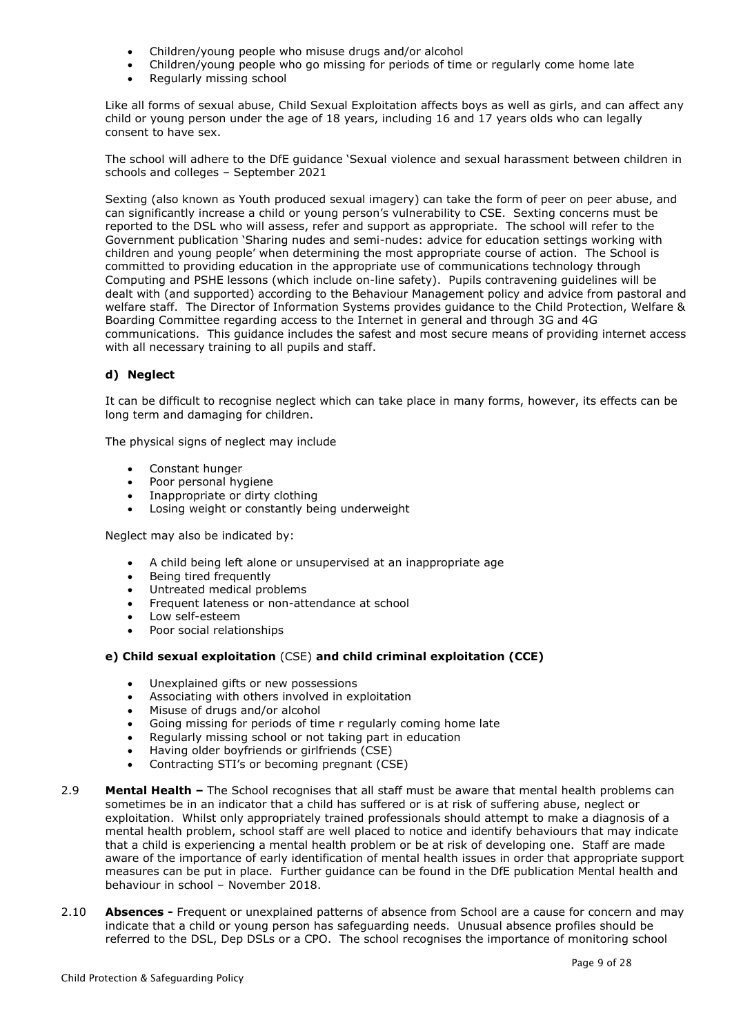- Children/young people who misuse drugs and/or alcohol
- Children/young people who go missing for periods of time or regularly come home late
- Regularly missing school

Like all forms of sexual abuse, Child Sexual Exploitation affects boys as well as girls, and can affect any child or young person under the age of 18 years, including 16 and 17 years olds who can legally consent to have sex.

The school will adhere to the DfE guidance 'Sexual violence and sexual harassment between children in schools and colleges – September 2021

Sexting (also known as Youth produced sexual imagery) can take the form of peer on peer abuse, and can significantly increase a child or young person's vulnerability to CSE. Sexting concerns must be reported to the DSL who will assess, refer and support as appropriate. The school will refer to the Government publication 'Sharing nudes and semi-nudes: advice for education settings working with children and young people' when determining the most appropriate course of action. The School is committed to providing education in the appropriate use of communications technology through Computing and PSHE lessons (which include on-line safety). Pupils contravening guidelines will be dealt with (and supported) according to the Behaviour Management policy and advice from pastoral and welfare staff. The Director of Information Systems provides guidance to the Child Protection, Welfare & Boarding Committee regarding access to the Internet in general and through 3G and 4G communications. This guidance includes the safest and most secure means of providing internet access with all necessary training to all pupils and staff.

**d) Neglect**

It can be difficult to recognise neglect which can take place in many forms, however, its effects can be long term and damaging for children.

The physical signs of neglect may include

- Constant hunger
- Poor personal hygiene
- Inappropriate or dirty clothing
- Losing weight or constantly being underweight

Neglect may also be indicated by:

- A child being left alone or unsupervised at an inappropriate age
- Being tired frequently
- Untreated medical problems
- Frequent lateness or non-attendance at school
- Low self-esteem
- Poor social relationships

**e) Child sexual exploitation** (CSE) **and child criminal exploitation (CCE)**

- Unexplained gifts or new possessions
- Associating with others involved in exploitation
- Misuse of drugs and/or alcohol
- Going missing for periods of time r regularly coming home late
- Regularly missing school or not taking part in education
- Having older boyfriends or girlfriends (CSE)
- Contracting STI's or becoming pregnant (CSE)

2.9 **Mental Health –** The School recognises that all staff must be aware that mental health problems can sometimes be in an indicator that a child has suffered or is at risk of suffering abuse, neglect or exploitation. Whilst only appropriately trained professionals should attempt to make a diagnosis of a mental health problem, school staff are well placed to notice and identify behaviours that may indicate that a child is experiencing a mental health problem or be at risk of developing one. Staff are made aware of the importance of early identification of mental health issues in order that appropriate support measures can be put in place. Further guidance can be found in the DfE publication Mental health and behaviour in school – November 2018.

2.10 **Absences -** Frequent or unexplained patterns of absence from School are a cause for concern and may indicate that a child or young person has safeguarding needs. Unusual absence profiles should be referred to the DSL, Dep DSLs or a CPO. The school recognises the importance of monitoring school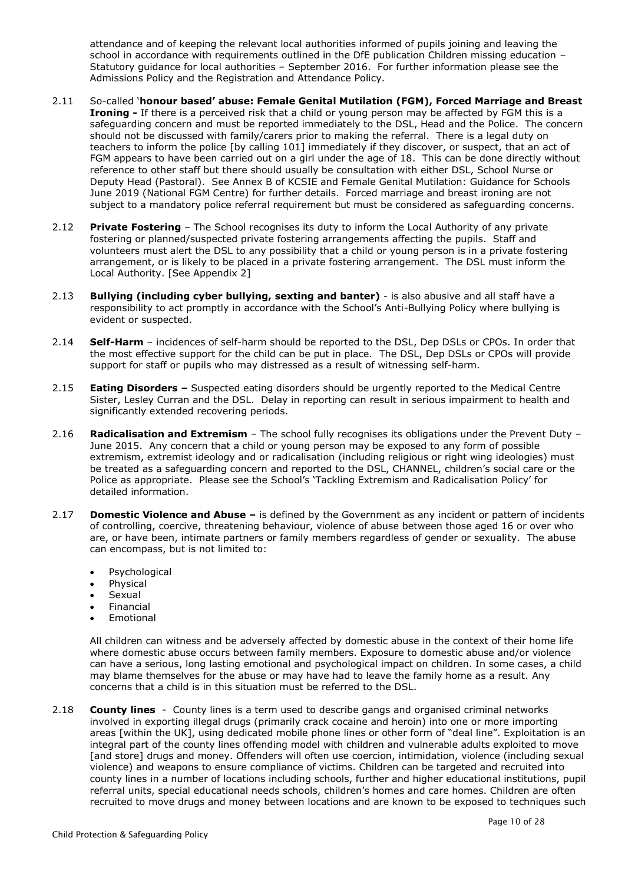attendance and of keeping the relevant local authorities informed of pupils joining and leaving the school in accordance with requirements outlined in the DfE publication Children missing education – Statutory guidance for local authorities – September 2016. For further information please see the Admissions Policy and the Registration and Attendance Policy.

2.11 So-called '**honour based' abuse: Female Genital Mutilation (FGM), Forced Marriage and Breast Ironing -** If there is a perceived risk that a child or young person may be affected by FGM this is a safeguarding concern and must be reported immediately to the DSL, Head and the Police. The concern should not be discussed with family/carers prior to making the referral. There is a legal duty on teachers to inform the police [by calling 101] immediately if they discover, or suspect, that an act of FGM appears to have been carried out on a girl under the age of 18. This can be done directly without reference to other staff but there should usually be consultation with either DSL, School Nurse or Deputy Head (Pastoral). See Annex B of KCSIE and Female Genital Mutilation: Guidance for Schools June 2019 (National FGM Centre) for further details. Forced marriage and breast ironing are not subject to a mandatory police referral requirement but must be considered as safeguarding concerns.

2.12 **Private Fostering** – The School recognises its duty to inform the Local Authority of any private fostering or planned/suspected private fostering arrangements affecting the pupils. Staff and volunteers must alert the DSL to any possibility that a child or young person is in a private fostering arrangement, or is likely to be placed in a private fostering arrangement. The DSL must inform the Local Authority. [See Appendix 2]

2.13 **Bullying (including cyber bullying, sexting and banter)** - is also abusive and all staff have a responsibility to act promptly in accordance with the School's Anti-Bullying Policy where bullying is evident or suspected.

2.14 **Self-Harm** – incidences of self-harm should be reported to the DSL, Dep DSLs or CPOs. In order that the most effective support for the child can be put in place. The DSL, Dep DSLs or CPOs will provide support for staff or pupils who may distressed as a result of witnessing self-harm.

2.15 **Eating Disorders –** Suspected eating disorders should be urgently reported to the Medical Centre Sister, Lesley Curran and the DSL. Delay in reporting can result in serious impairment to health and significantly extended recovering periods.

2.16 **Radicalisation and Extremism** – The school fully recognises its obligations under the Prevent Duty – June 2015. Any concern that a child or young person may be exposed to any form of possible extremism, extremist ideology and or radicalisation (including religious or right wing ideologies) must be treated as a safeguarding concern and reported to the DSL, CHANNEL, children's social care or the Police as appropriate. Please see the School's 'Tackling Extremism and Radicalisation Policy' for detailed information.

2.17 **Domestic Violence and Abuse –** is defined by the Government as any incident or pattern of incidents of controlling, coercive, threatening behaviour, violence of abuse between those aged 16 or over who are, or have been, intimate partners or family members regardless of gender or sexuality. The abuse can encompass, but is not limited to:

- Psychological
- Physical
- Sexual
- Financial
- Emotional

All children can witness and be adversely affected by domestic abuse in the context of their home life where domestic abuse occurs between family members. Exposure to domestic abuse and/or violence can have a serious, long lasting emotional and psychological impact on children. In some cases, a child may blame themselves for the abuse or may have had to leave the family home as a result. Any concerns that a child is in this situation must be referred to the DSL.

2.18 **County lines** - County lines is a term used to describe gangs and organised criminal networks involved in exporting illegal drugs (primarily crack cocaine and heroin) into one or more importing areas [within the UK], using dedicated mobile phone lines or other form of "deal line". Exploitation is an integral part of the county lines offending model with children and vulnerable adults exploited to move [and store] drugs and money. Offenders will often use coercion, intimidation, violence (including sexual violence) and weapons to ensure compliance of victims. Children can be targeted and recruited into county lines in a number of locations including schools, further and higher educational institutions, pupil referral units, special educational needs schools, children's homes and care homes. Children are often recruited to move drugs and money between locations and are known to be exposed to techniques such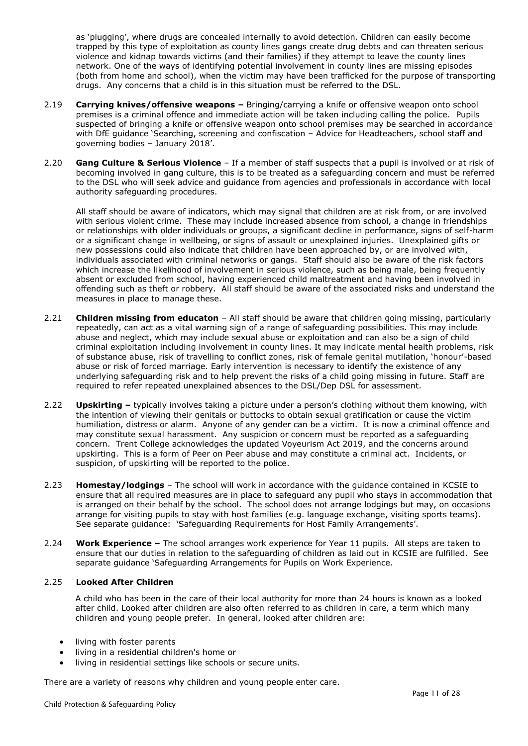as 'plugging', where drugs are concealed internally to avoid detection. Children can easily become trapped by this type of exploitation as county lines gangs create drug debts and can threaten serious violence and kidnap towards victims (and their families) if they attempt to leave the county lines network. One of the ways of identifying potential involvement in county lines are missing episodes (both from home and school), when the victim may have been trafficked for the purpose of transporting drugs. Any concerns that a child is in this situation must be referred to the DSL.

2.19 **Carrying knives/offensive weapons –** Bringing/carrying a knife or offensive weapon onto school premises is a criminal offence and immediate action will be taken including calling the police. Pupils suspected of bringing a knife or offensive weapon onto school premises may be searched in accordance with DfE guidance 'Searching, screening and confiscation – Advice for Headteachers, school staff and governing bodies – January 2018'.

2.20 **Gang Culture & Serious Violence** – If a member of staff suspects that a pupil is involved or at risk of becoming involved in gang culture, this is to be treated as a safeguarding concern and must be referred to the DSL who will seek advice and guidance from agencies and professionals in accordance with local authority safeguarding procedures.

All staff should be aware of indicators, which may signal that children are at risk from, or are involved with serious violent crime. These may include increased absence from school, a change in friendships or relationships with older individuals or groups, a significant decline in performance, signs of self-harm or a significant change in wellbeing, or signs of assault or unexplained injuries. Unexplained gifts or new possessions could also indicate that children have been approached by, or are involved with, individuals associated with criminal networks or gangs. Staff should also be aware of the risk factors which increase the likelihood of involvement in serious violence, such as being male, being frequently absent or excluded from school, having experienced child maltreatment and having been involved in offending such as theft or robbery. All staff should be aware of the associated risks and understand the measures in place to manage these.

2.21 **Children missing from educaton** – All staff should be aware that children going missing, particularly repeatedly, can act as a vital warning sign of a range of safeguarding possibilities. This may include abuse and neglect, which may include sexual abuse or exploitation and can also be a sign of child criminal exploitation including involvement in county lines. It may indicate mental health problems, risk of substance abuse, risk of travelling to conflict zones, risk of female genital mutilation, 'honour'-based abuse or risk of forced marriage. Early intervention is necessary to identify the existence of any underlying safeguarding risk and to help prevent the risks of a child going missing in future. Staff are required to refer repeated unexplained absences to the DSL/Dep DSL for assessment.

2.22 **Upskirting –** typically involves taking a picture under a person's clothing without them knowing, with the intention of viewing their genitals or buttocks to obtain sexual gratification or cause the victim humiliation, distress or alarm. Anyone of any gender can be a victim. It is now a criminal offence and may constitute sexual harassment. Any suspicion or concern must be reported as a safeguarding concern. Trent College acknowledges the updated Voyeurism Act 2019, and the concerns around upskirting. This is a form of Peer on Peer abuse and may constitute a criminal act. Incidents, or suspicion, of upskirting will be reported to the police.

2.23 **Homestay/lodgings** – The school will work in accordance with the guidance contained in KCSIE to ensure that all required measures are in place to safeguard any pupil who stays in accommodation that is arranged on their behalf by the school. The school does not arrange lodgings but may, on occasions arrange for visiting pupils to stay with host families (e.g. language exchange, visiting sports teams). See separate guidance: 'Safeguarding Requirements for Host Family Arrangements'.

2.24 **Work Experience –** The school arranges work experience for Year 11 pupils. All steps are taken to ensure that our duties in relation to the safeguarding of children as laid out in KCSIE are fulfilled. See separate guidance 'Safeguarding Arrangements for Pupils on Work Experience.

### 2.25 Looked After Children

A child who has been in the care of their local authority for more than 24 hours is known as a looked after child. Looked after children are also often referred to as children in care, a term which many children and young people prefer. In general, looked after children are:

- living with foster parents
- living in a residential children's home or
- living in residential settings like schools or secure units.

There are a variety of reasons why children and young people enter care.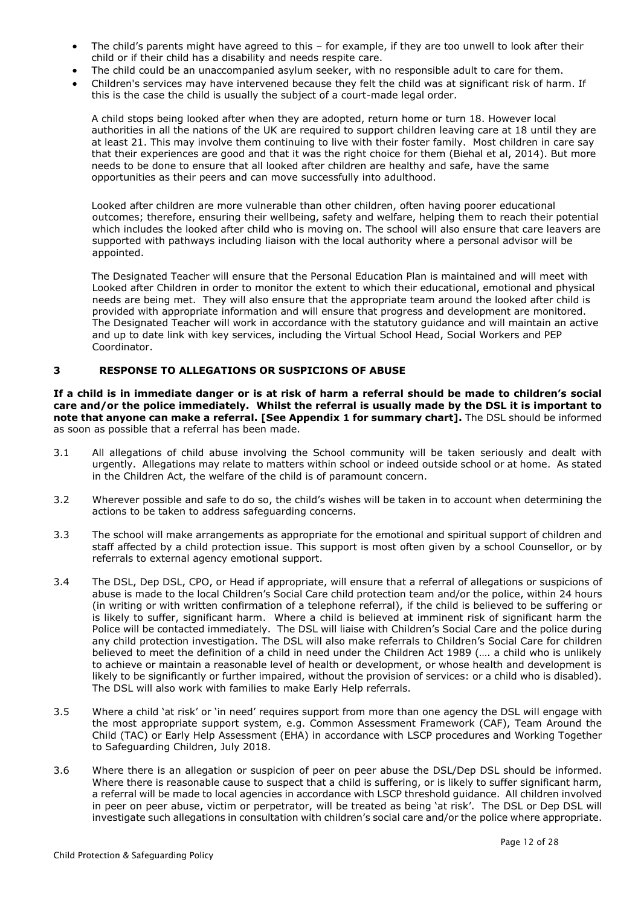- The child's parents might have agreed to this – for example, if they are too unwell to look after their child or if their child has a disability and needs respite care.
- The child could be an unaccompanied asylum seeker, with no responsible adult to care for them.
- Children's services may have intervened because they felt the child was at significant risk of harm. If this is the case the child is usually the subject of a court-made legal order.

A child stops being looked after when they are adopted, return home or turn 18. However local authorities in all the nations of the UK are required to support children leaving care at 18 until they are at least 21. This may involve them continuing to live with their foster family. Most children in care say that their experiences are good and that it was the right choice for them (Biehal et al, 2014). But more needs to be done to ensure that all looked after children are healthy and safe, have the same opportunities as their peers and can move successfully into adulthood.

Looked after children are more vulnerable than other children, often having poorer educational outcomes; therefore, ensuring their wellbeing, safety and welfare, helping them to reach their potential which includes the looked after child who is moving on. The school will also ensure that care leavers are supported with pathways including liaison with the local authority where a personal advisor will be appointed.

The Designated Teacher will ensure that the Personal Education Plan is maintained and will meet with Looked after Children in order to monitor the extent to which their educational, emotional and physical needs are being met. They will also ensure that the appropriate team around the looked after child is provided with appropriate information and will ensure that progress and development are monitored. The Designated Teacher will work in accordance with the statutory guidance and will maintain an active and up to date link with key services, including the Virtual School Head, Social Workers and PEP Coordinator.

## 3 RESPONSE TO ALLEGATIONS OR SUSPICIONS OF ABUSE

**If a child is in immediate danger or is at risk of harm a referral should be made to children's social care and/or the police immediately. Whilst the referral is usually made by the DSL it is important to note that anyone can make a referral. [See Appendix 1 for summary chart].** The DSL should be informed as soon as possible that a referral has been made.

3.1 All allegations of child abuse involving the School community will be taken seriously and dealt with urgently. Allegations may relate to matters within school or indeed outside school or at home. As stated in the Children Act, the welfare of the child is of paramount concern.

3.2 Wherever possible and safe to do so, the child's wishes will be taken in to account when determining the actions to be taken to address safeguarding concerns.

3.3 The school will make arrangements as appropriate for the emotional and spiritual support of children and staff affected by a child protection issue. This support is most often given by a school Counsellor, or by referrals to external agency emotional support.

3.4 The DSL, Dep DSL, CPO, or Head if appropriate, will ensure that a referral of allegations or suspicions of abuse is made to the local Children's Social Care child protection team and/or the police, within 24 hours (in writing or with written confirmation of a telephone referral), if the child is believed to be suffering or is likely to suffer, significant harm. Where a child is believed at imminent risk of significant harm the Police will be contacted immediately. The DSL will liaise with Children's Social Care and the police during any child protection investigation. The DSL will also make referrals to Children's Social Care for children believed to meet the definition of a child in need under the Children Act 1989 (…. a child who is unlikely to achieve or maintain a reasonable level of health or development, or whose health and development is likely to be significantly or further impaired, without the provision of services: or a child who is disabled). The DSL will also work with families to make Early Help referrals.

3.5 Where a child 'at risk' or 'in need' requires support from more than one agency the DSL will engage with the most appropriate support system, e.g. Common Assessment Framework (CAF), Team Around the Child (TAC) or Early Help Assessment (EHA) in accordance with LSCP procedures and Working Together to Safeguarding Children, July 2018.

3.6 Where there is an allegation or suspicion of peer on peer abuse the DSL/Dep DSL should be informed. Where there is reasonable cause to suspect that a child is suffering, or is likely to suffer significant harm, a referral will be made to local agencies in accordance with LSCP threshold guidance. All children involved in peer on peer abuse, victim or perpetrator, will be treated as being 'at risk'. The DSL or Dep DSL will investigate such allegations in consultation with children's social care and/or the police where appropriate.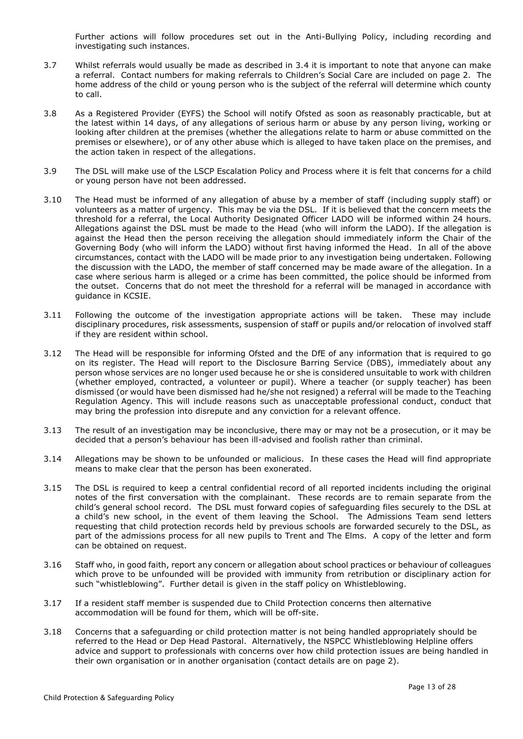Further actions will follow procedures set out in the Anti-Bullying Policy, including recording and investigating such instances.

3.7 Whilst referrals would usually be made as described in 3.4 it is important to note that anyone can make a referral. Contact numbers for making referrals to Children's Social Care are included on page 2. The home address of the child or young person who is the subject of the referral will determine which county to call.

3.8 As a Registered Provider (EYFS) the School will notify Ofsted as soon as reasonably practicable, but at the latest within 14 days, of any allegations of serious harm or abuse by any person living, working or looking after children at the premises (whether the allegations relate to harm or abuse committed on the premises or elsewhere), or of any other abuse which is alleged to have taken place on the premises, and the action taken in respect of the allegations.

3.9 The DSL will make use of the LSCP Escalation Policy and Process where it is felt that concerns for a child or young person have not been addressed.

3.10 The Head must be informed of any allegation of abuse by a member of staff (including supply staff) or volunteers as a matter of urgency. This may be via the DSL. If it is believed that the concern meets the threshold for a referral, the Local Authority Designated Officer LADO will be informed within 24 hours. Allegations against the DSL must be made to the Head (who will inform the LADO). If the allegation is against the Head then the person receiving the allegation should immediately inform the Chair of the Governing Body (who will inform the LADO) without first having informed the Head. In all of the above circumstances, contact with the LADO will be made prior to any investigation being undertaken. Following the discussion with the LADO, the member of staff concerned may be made aware of the allegation. In a case where serious harm is alleged or a crime has been committed, the police should be informed from the outset. Concerns that do not meet the threshold for a referral will be managed in accordance with guidance in KCSIE.

3.11 Following the outcome of the investigation appropriate actions will be taken. These may include disciplinary procedures, risk assessments, suspension of staff or pupils and/or relocation of involved staff if they are resident within school.

3.12 The Head will be responsible for informing Ofsted and the DfE of any information that is required to go on its register. The Head will report to the Disclosure Barring Service (DBS), immediately about any person whose services are no longer used because he or she is considered unsuitable to work with children (whether employed, contracted, a volunteer or pupil). Where a teacher (or supply teacher) has been dismissed (or would have been dismissed had he/she not resigned) a referral will be made to the Teaching Regulation Agency. This will include reasons such as unacceptable professional conduct, conduct that may bring the profession into disrepute and any conviction for a relevant offence.

3.13 The result of an investigation may be inconclusive, there may or may not be a prosecution, or it may be decided that a person's behaviour has been ill-advised and foolish rather than criminal.

3.14 Allegations may be shown to be unfounded or malicious. In these cases the Head will find appropriate means to make clear that the person has been exonerated.

3.15 The DSL is required to keep a central confidential record of all reported incidents including the original notes of the first conversation with the complainant. These records are to remain separate from the child's general school record. The DSL must forward copies of safeguarding files securely to the DSL at a child's new school, in the event of them leaving the School. The Admissions Team send letters requesting that child protection records held by previous schools are forwarded securely to the DSL, as part of the admissions process for all new pupils to Trent and The Elms. A copy of the letter and form can be obtained on request.

3.16 Staff who, in good faith, report any concern or allegation about school practices or behaviour of colleagues which prove to be unfounded will be provided with immunity from retribution or disciplinary action for such "whistleblowing". Further detail is given in the staff policy on Whistleblowing.

3.17 If a resident staff member is suspended due to Child Protection concerns then alternative accommodation will be found for them, which will be off-site.

3.18 Concerns that a safeguarding or child protection matter is not being handled appropriately should be referred to the Head or Dep Head Pastoral. Alternatively, the NSPCC Whistleblowing Helpline offers advice and support to professionals with concerns over how child protection issues are being handled in their own organisation or in another organisation (contact details are on page 2).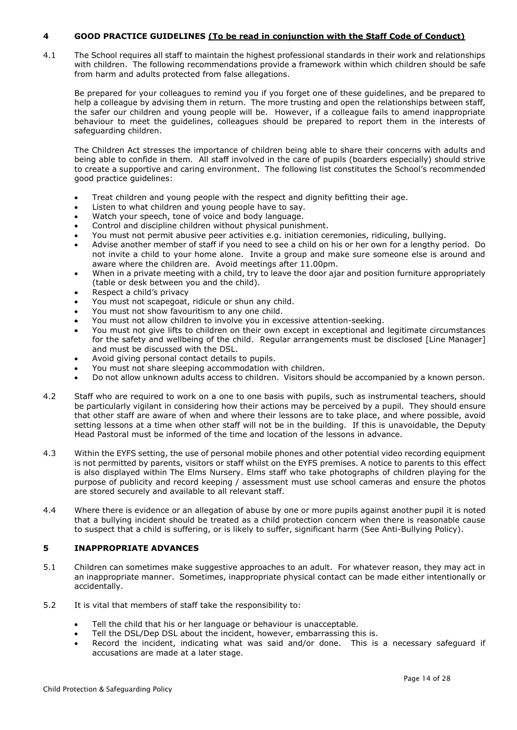## 4 GOOD PRACTICE GUIDELINES (To be read in conjunction with the Staff Code of Conduct)

4.1 The School requires all staff to maintain the highest professional standards in their work and relationships with children. The following recommendations provide a framework within which children should be safe from harm and adults protected from false allegations.

Be prepared for your colleagues to remind you if you forget one of these guidelines, and be prepared to help a colleague by advising them in return. The more trusting and open the relationships between staff, the safer our children and young people will be. However, if a colleague fails to amend inappropriate behaviour to meet the guidelines, colleagues should be prepared to report them in the interests of safeguarding children.

The Children Act stresses the importance of children being able to share their concerns with adults and being able to confide in them. All staff involved in the care of pupils (boarders especially) should strive to create a supportive and caring environment. The following list constitutes the School's recommended good practice guidelines:

- Treat children and young people with the respect and dignity befitting their age.
- Listen to what children and young people have to say.
- Watch your speech, tone of voice and body language.
- Control and discipline children without physical punishment.
- You must not permit abusive peer activities e.g. initiation ceremonies, ridiculing, bullying.
- Advise another member of staff if you need to see a child on his or her own for a lengthy period. Do not invite a child to your home alone. Invite a group and make sure someone else is around and aware where the children are. Avoid meetings after 11.00pm.
- When in a private meeting with a child, try to leave the door ajar and position furniture appropriately (table or desk between you and the child).
- Respect a child's privacy
- You must not scapegoat, ridicule or shun any child.
- You must not show favouritism to any one child.
- You must not allow children to involve you in excessive attention-seeking.
- You must not give lifts to children on their own except in exceptional and legitimate circumstances for the safety and wellbeing of the child. Regular arrangements must be disclosed [Line Manager] and must be discussed with the DSL.
- Avoid giving personal contact details to pupils.
- You must not share sleeping accommodation with children.
- Do not allow unknown adults access to children. Visitors should be accompanied by a known person.

4.2 Staff who are required to work on a one to one basis with pupils, such as instrumental teachers, should be particularly vigilant in considering how their actions may be perceived by a pupil. They should ensure that other staff are aware of when and where their lessons are to take place, and where possible, avoid setting lessons at a time when other staff will not be in the building. If this is unavoidable, the Deputy Head Pastoral must be informed of the time and location of the lessons in advance.

4.3 Within the EYFS setting, the use of personal mobile phones and other potential video recording equipment is not permitted by parents, visitors or staff whilst on the EYFS premises. A notice to parents to this effect is also displayed within The Elms Nursery. Elms staff who take photographs of children playing for the purpose of publicity and record keeping / assessment must use school cameras and ensure the photos are stored securely and available to all relevant staff.

4.4 Where there is evidence or an allegation of abuse by one or more pupils against another pupil it is noted that a bullying incident should be treated as a child protection concern when there is reasonable cause to suspect that a child is suffering, or is likely to suffer, significant harm (See Anti-Bullying Policy).

## 5 INAPPROPRIATE ADVANCES

5.1 Children can sometimes make suggestive approaches to an adult. For whatever reason, they may act in an inappropriate manner. Sometimes, inappropriate physical contact can be made either intentionally or accidentally.

5.2 It is vital that members of staff take the responsibility to:

- Tell the child that his or her language or behaviour is unacceptable.
- Tell the DSL/Dep DSL about the incident, however, embarrassing this is.
- Record the incident, indicating what was said and/or done. This is a necessary safeguard if accusations are made at a later stage.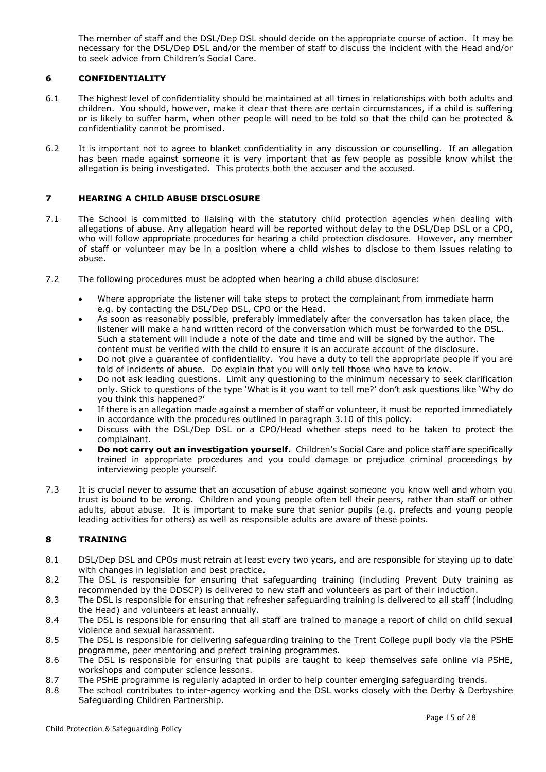The member of staff and the DSL/Dep DSL should decide on the appropriate course of action. It may be necessary for the DSL/Dep DSL and/or the member of staff to discuss the incident with the Head and/or to seek advice from Children's Social Care.

## 6 CONFIDENTIALITY

6.1 The highest level of confidentiality should be maintained at all times in relationships with both adults and children. You should, however, make it clear that there are certain circumstances, if a child is suffering or is likely to suffer harm, when other people will need to be told so that the child can be protected & confidentiality cannot be promised.

6.2 It is important not to agree to blanket confidentiality in any discussion or counselling. If an allegation has been made against someone it is very important that as few people as possible know whilst the allegation is being investigated. This protects both the accuser and the accused.

## 7 HEARING A CHILD ABUSE DISCLOSURE

7.1 The School is committed to liaising with the statutory child protection agencies when dealing with allegations of abuse. Any allegation heard will be reported without delay to the DSL/Dep DSL or a CPO, who will follow appropriate procedures for hearing a child protection disclosure. However, any member of staff or volunteer may be in a position where a child wishes to disclose to them issues relating to abuse.

7.2 The following procedures must be adopted when hearing a child abuse disclosure:

- Where appropriate the listener will take steps to protect the complainant from immediate harm e.g. by contacting the DSL/Dep DSL, CPO or the Head.
- As soon as reasonably possible, preferably immediately after the conversation has taken place, the listener will make a hand written record of the conversation which must be forwarded to the DSL. Such a statement will include a note of the date and time and will be signed by the author. The content must be verified with the child to ensure it is an accurate account of the disclosure.
- Do not give a guarantee of confidentiality. You have a duty to tell the appropriate people if you are told of incidents of abuse. Do explain that you will only tell those who have to know.
- Do not ask leading questions. Limit any questioning to the minimum necessary to seek clarification only. Stick to questions of the type 'What is it you want to tell me?' don't ask questions like 'Why do you think this happened?'
- If there is an allegation made against a member of staff or volunteer, it must be reported immediately in accordance with the procedures outlined in paragraph 3.10 of this policy.
- Discuss with the DSL/Dep DSL or a CPO/Head whether steps need to be taken to protect the complainant.
- **Do not carry out an investigation yourself.** Children's Social Care and police staff are specifically trained in appropriate procedures and you could damage or prejudice criminal proceedings by interviewing people yourself.

7.3 It is crucial never to assume that an accusation of abuse against someone you know well and whom you trust is bound to be wrong. Children and young people often tell their peers, rather than staff or other adults, about abuse. It is important to make sure that senior pupils (e.g. prefects and young people leading activities for others) as well as responsible adults are aware of these points.

## 8 TRAINING

8.1 DSL/Dep DSL and CPOs must retrain at least every two years, and are responsible for staying up to date with changes in legislation and best practice.

8.2 The DSL is responsible for ensuring that safeguarding training (including Prevent Duty training as recommended by the DDSCP) is delivered to new staff and volunteers as part of their induction.

8.3 The DSL is responsible for ensuring that refresher safeguarding training is delivered to all staff (including the Head) and volunteers at least annually.

8.4 The DSL is responsible for ensuring that all staff are trained to manage a report of child on child sexual violence and sexual harassment.

8.5 The DSL is responsible for delivering safeguarding training to the Trent College pupil body via the PSHE programme, peer mentoring and prefect training programmes.

8.6 The DSL is responsible for ensuring that pupils are taught to keep themselves safe online via PSHE, workshops and computer science lessons.

8.7 The PSHE programme is regularly adapted in order to help counter emerging safeguarding trends.

8.8 The school contributes to inter-agency working and the DSL works closely with the Derby & Derbyshire Safeguarding Children Partnership.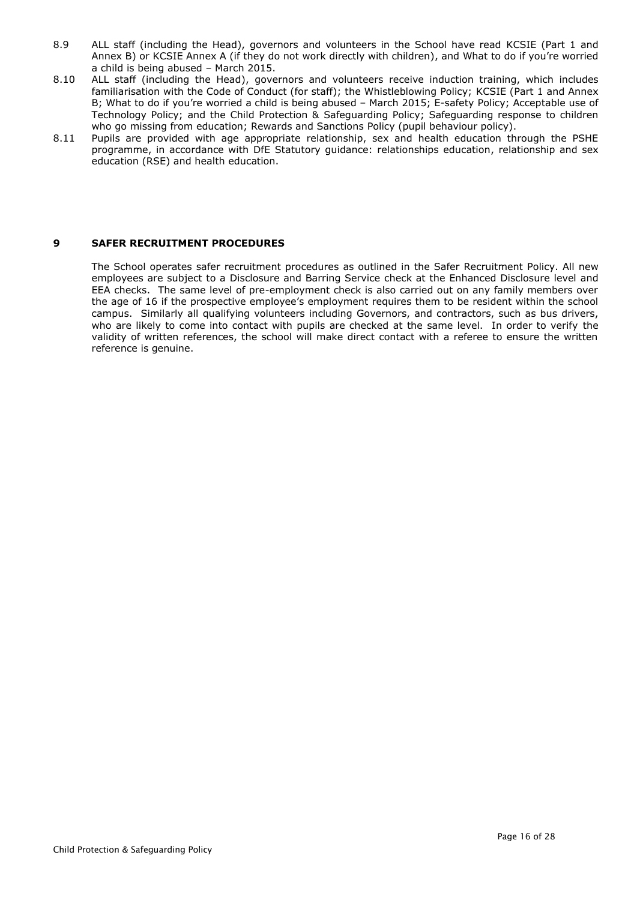8.9 ALL staff (including the Head), governors and volunteers in the School have read KCSIE (Part 1 and Annex B) or KCSIE Annex A (if they do not work directly with children), and What to do if you're worried a child is being abused – March 2015.

8.10 ALL staff (including the Head), governors and volunteers receive induction training, which includes familiarisation with the Code of Conduct (for staff); the Whistleblowing Policy; KCSIE (Part 1 and Annex B; What to do if you're worried a child is being abused – March 2015; E-safety Policy; Acceptable use of Technology Policy; and the Child Protection & Safeguarding Policy; Safeguarding response to children who go missing from education; Rewards and Sanctions Policy (pupil behaviour policy).

8.11 Pupils are provided with age appropriate relationship, sex and health education through the PSHE programme, in accordance with DfE Statutory guidance: relationships education, relationship and sex education (RSE) and health education.

## 9 SAFER RECRUITMENT PROCEDURES

The School operates safer recruitment procedures as outlined in the Safer Recruitment Policy. All new employees are subject to a Disclosure and Barring Service check at the Enhanced Disclosure level and EEA checks. The same level of pre-employment check is also carried out on any family members over the age of 16 if the prospective employee's employment requires them to be resident within the school campus. Similarly all qualifying volunteers including Governors, and contractors, such as bus drivers, who are likely to come into contact with pupils are checked at the same level. In order to verify the validity of written references, the school will make direct contact with a referee to ensure the written reference is genuine.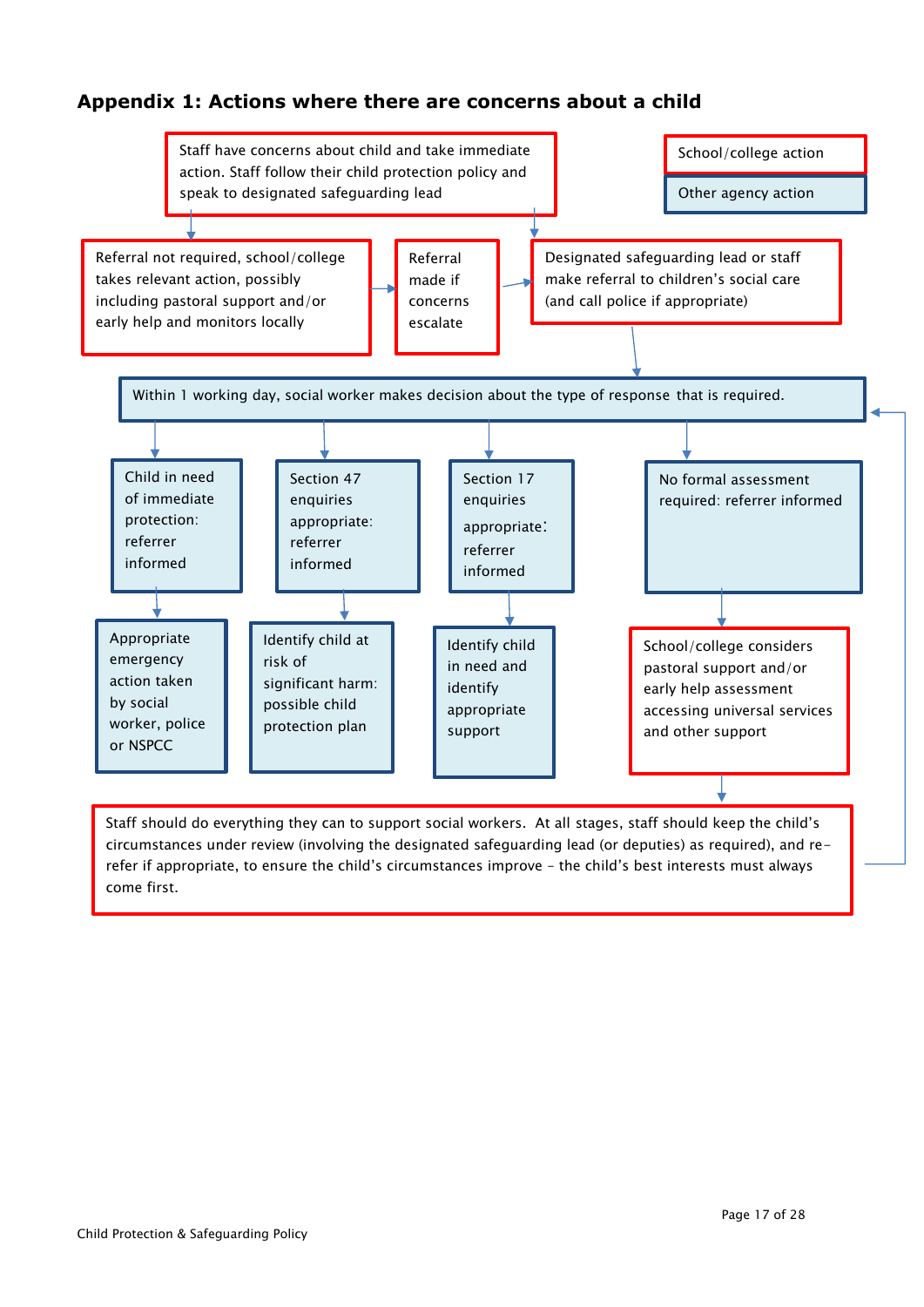## Appendix 1: Actions where there are concerns about a child

School/college action

Other agency action

Staff have concerns about child and take immediate action. Staff follow their child protection policy and speak to designated safeguarding lead

Referral not required, school/college takes relevant action, possibly including pastoral support and/or early help and monitors locally

Referral made if concerns escalate

Designated safeguarding lead or staff make referral to children's social care (and call police if appropriate)

Within 1 working day, social worker makes decision about the type of response that is required.

Child in need of immediate protection: referrer informed

Appropriate emergency action taken by social worker, police or NSPCC

Section 47 enquiries appropriate: referrer informed

Identify child at risk of significant harm: possible child protection plan

Section 17 enquiries appropriate: referrer informed

Identify child in need and identify appropriate support

No formal assessment required: referrer informed

School/college considers pastoral support and/or early help assessment accessing universal services and other support

Staff should do everything they can to support social workers. At all stages, staff should keep the child's circumstances under review (involving the designated safeguarding lead (or deputies) as required), and re-refer if appropriate, to ensure the child's circumstances improve – the child's best interests must always come first.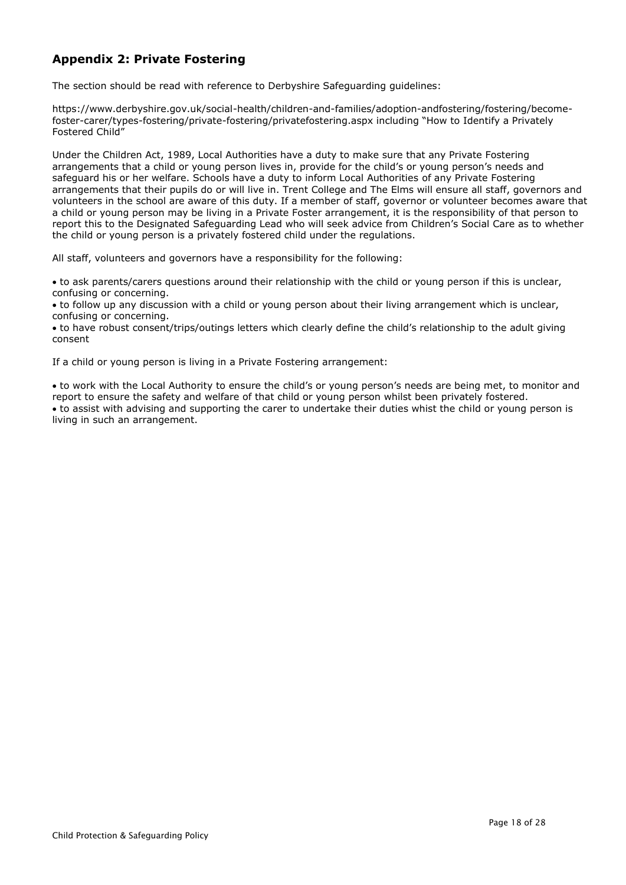## Appendix 2: Private Fostering

The section should be read with reference to Derbyshire Safeguarding guidelines:

https://www.derbyshire.gov.uk/social-health/children-and-families/adoption-andfostering/fostering/become-foster-carer/types-fostering/private-fostering/privatefostering.aspx including "How to Identify a Privately Fostered Child"

Under the Children Act, 1989, Local Authorities have a duty to make sure that any Private Fostering arrangements that a child or young person lives in, provide for the child's or young person's needs and safeguard his or her welfare. Schools have a duty to inform Local Authorities of any Private Fostering arrangements that their pupils do or will live in. Trent College and The Elms will ensure all staff, governors and volunteers in the school are aware of this duty. If a member of staff, governor or volunteer becomes aware that a child or young person may be living in a Private Foster arrangement, it is the responsibility of that person to report this to the Designated Safeguarding Lead who will seek advice from Children's Social Care as to whether the child or young person is a privately fostered child under the regulations.

All staff, volunteers and governors have a responsibility for the following:

- to ask parents/carers questions around their relationship with the child or young person if this is unclear, confusing or concerning.
- to follow up any discussion with a child or young person about their living arrangement which is unclear, confusing or concerning.
- to have robust consent/trips/outings letters which clearly define the child's relationship to the adult giving consent

If a child or young person is living in a Private Fostering arrangement:

- to work with the Local Authority to ensure the child's or young person's needs are being met, to monitor and report to ensure the safety and welfare of that child or young person whilst been privately fostered.
- to assist with advising and supporting the carer to undertake their duties whist the child or young person is living in such an arrangement.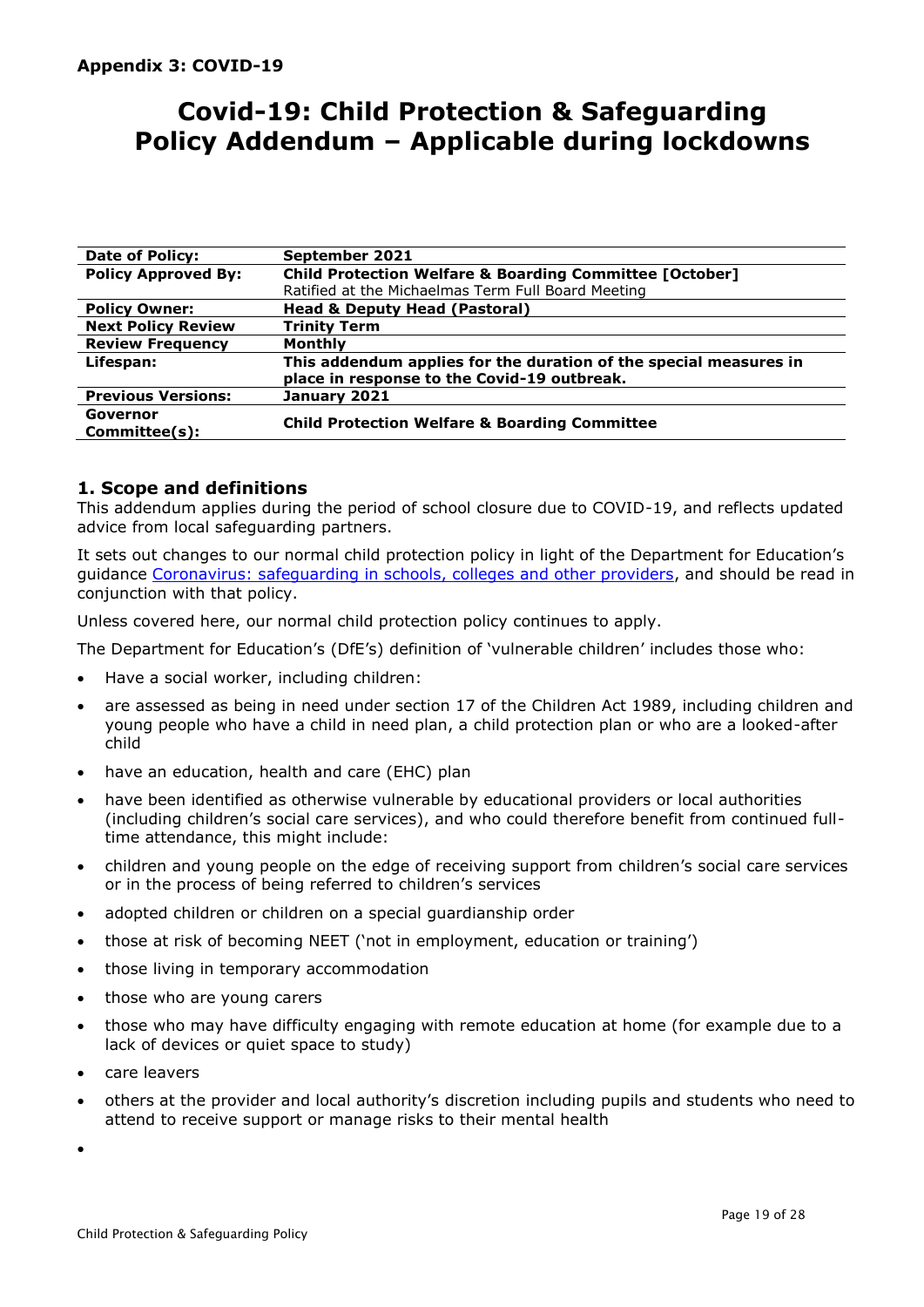**Appendix 3: COVID-19**

# Covid-19: Child Protection & Safeguarding Policy Addendum – Applicable during lockdowns

| | |
|---|---|
| **Date of Policy:** | **September 2021** |
| **Policy Approved By:** | **Child Protection Welfare & Boarding Committee [October]**<br>Ratified at the Michaelmas Term Full Board Meeting |
| **Policy Owner:** | **Head & Deputy Head (Pastoral)** |
| **Next Policy Review** | **Trinity Term** |
| **Review Frequency** | **Monthly** |
| **Lifespan:** | **This addendum applies for the duration of the special measures in place in response to the Covid-19 outbreak.** |
| **Previous Versions:** | **January 2021** |
| **Governor Committee(s):** | **Child Protection Welfare & Boarding Committee** |

## 1. Scope and definitions

This addendum applies during the period of school closure due to COVID-19, and reflects updated advice from local safeguarding partners.

It sets out changes to our normal child protection policy in light of the Department for Education's guidance [Coronavirus: safeguarding in schools, colleges and other providers], and should be read in conjunction with that policy.

Unless covered here, our normal child protection policy continues to apply.

The Department for Education's (DfE's) definition of 'vulnerable children' includes those who:

- Have a social worker, including children:
- are assessed as being in need under section 17 of the Children Act 1989, including children and young people who have a child in need plan, a child protection plan or who are a looked-after child
- have an education, health and care (EHC) plan
- have been identified as otherwise vulnerable by educational providers or local authorities (including children's social care services), and who could therefore benefit from continued full-time attendance, this might include:
- children and young people on the edge of receiving support from children's social care services or in the process of being referred to children's services
- adopted children or children on a special guardianship order
- those at risk of becoming NEET ('not in employment, education or training')
- those living in temporary accommodation
- those who are young carers
- those who may have difficulty engaging with remote education at home (for example due to a lack of devices or quiet space to study)
- care leavers
- others at the provider and local authority's discretion including pupils and students who need to attend to receive support or manage risks to their mental health
-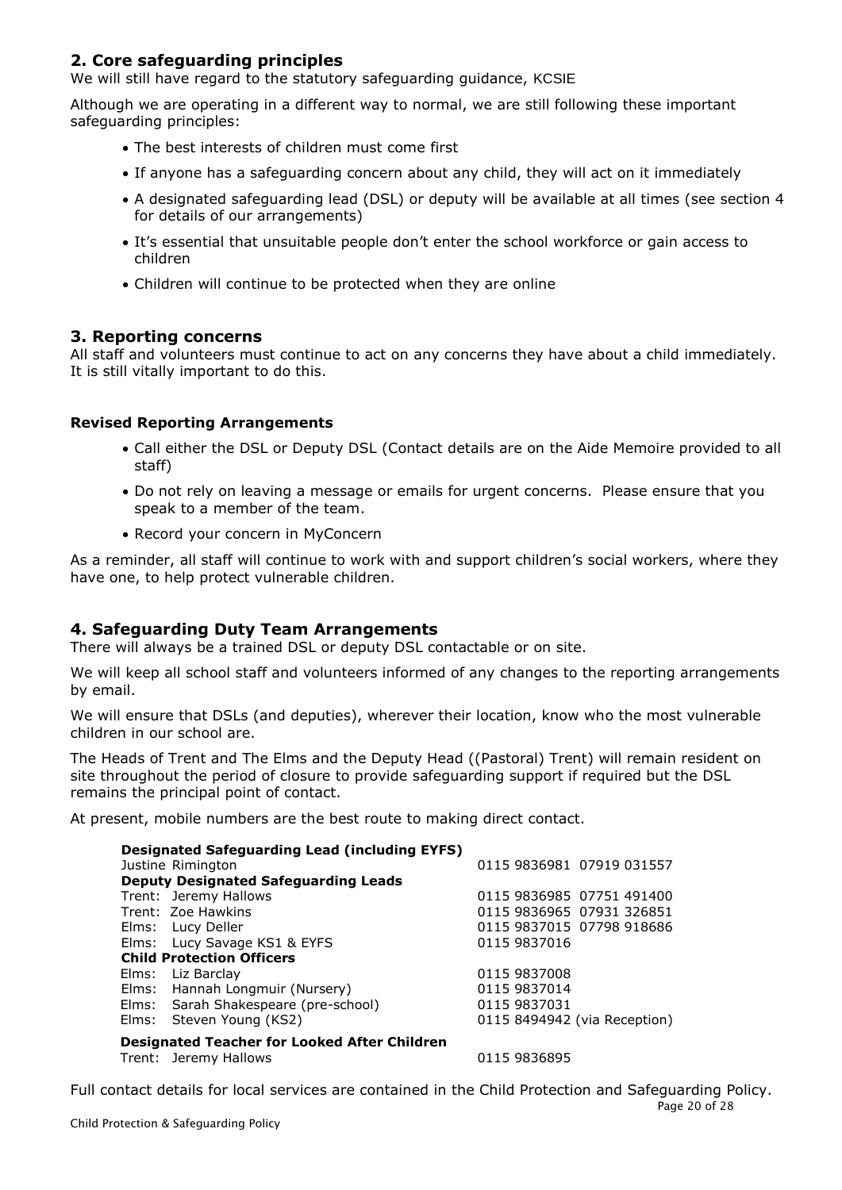## 2. Core safeguarding principles

We will still have regard to the statutory safeguarding guidance, KCSIE

Although we are operating in a different way to normal, we are still following these important safeguarding principles:

- The best interests of children must come first
- If anyone has a safeguarding concern about any child, they will act on it immediately
- A designated safeguarding lead (DSL) or deputy will be available at all times (see section 4 for details of our arrangements)
- It's essential that unsuitable people don't enter the school workforce or gain access to children
- Children will continue to be protected when they are online

## 3. Reporting concerns

All staff and volunteers must continue to act on any concerns they have about a child immediately. It is still vitally important to do this.

**Revised Reporting Arrangements**

- Call either the DSL or Deputy DSL (Contact details are on the Aide Memoire provided to all staff)
- Do not rely on leaving a message or emails for urgent concerns. Please ensure that you speak to a member of the team.
- Record your concern in MyConcern

As a reminder, all staff will continue to work with and support children's social workers, where they have one, to help protect vulnerable children.

## 4. Safeguarding Duty Team Arrangements

There will always be a trained DSL or deputy DSL contactable or on site.

We will keep all school staff and volunteers informed of any changes to the reporting arrangements by email.

We will ensure that DSLs (and deputies), wherever their location, know who the most vulnerable children in our school are.

The Heads of Trent and The Elms and the Deputy Head ((Pastoral) Trent) will remain resident on site throughout the period of closure to provide safeguarding support if required but the DSL remains the principal point of contact.

At present, mobile numbers are the best route to making direct contact.

| | |
|---|---|
| **Designated Safeguarding Lead (including EYFS)** | |
| Justine Rimington | 0115 9836981 07919 031557 |
| **Deputy Designated Safeguarding Leads** | |
| Trent: Jeremy Hallows | 0115 9836985 07751 491400 |
| Trent: Zoe Hawkins | 0115 9836965 07931 326851 |
| Elms: Lucy Deller | 0115 9837015 07798 918686 |
| Elms: Lucy Savage KS1 & EYFS | 0115 9837016 |
| **Child Protection Officers** | |
| Elms: Liz Barclay | 0115 9837008 |
| Elms: Hannah Longmuir (Nursery) | 0115 9837014 |
| Elms: Sarah Shakespeare (pre-school) | 0115 9837031 |
| Elms: Steven Young (KS2) | 0115 8494942 (via Reception) |
| **Designated Teacher for Looked After Children** | |
| Trent: Jeremy Hallows | 0115 9836895 |

Full contact details for local services are contained in the Child Protection and Safeguarding Policy.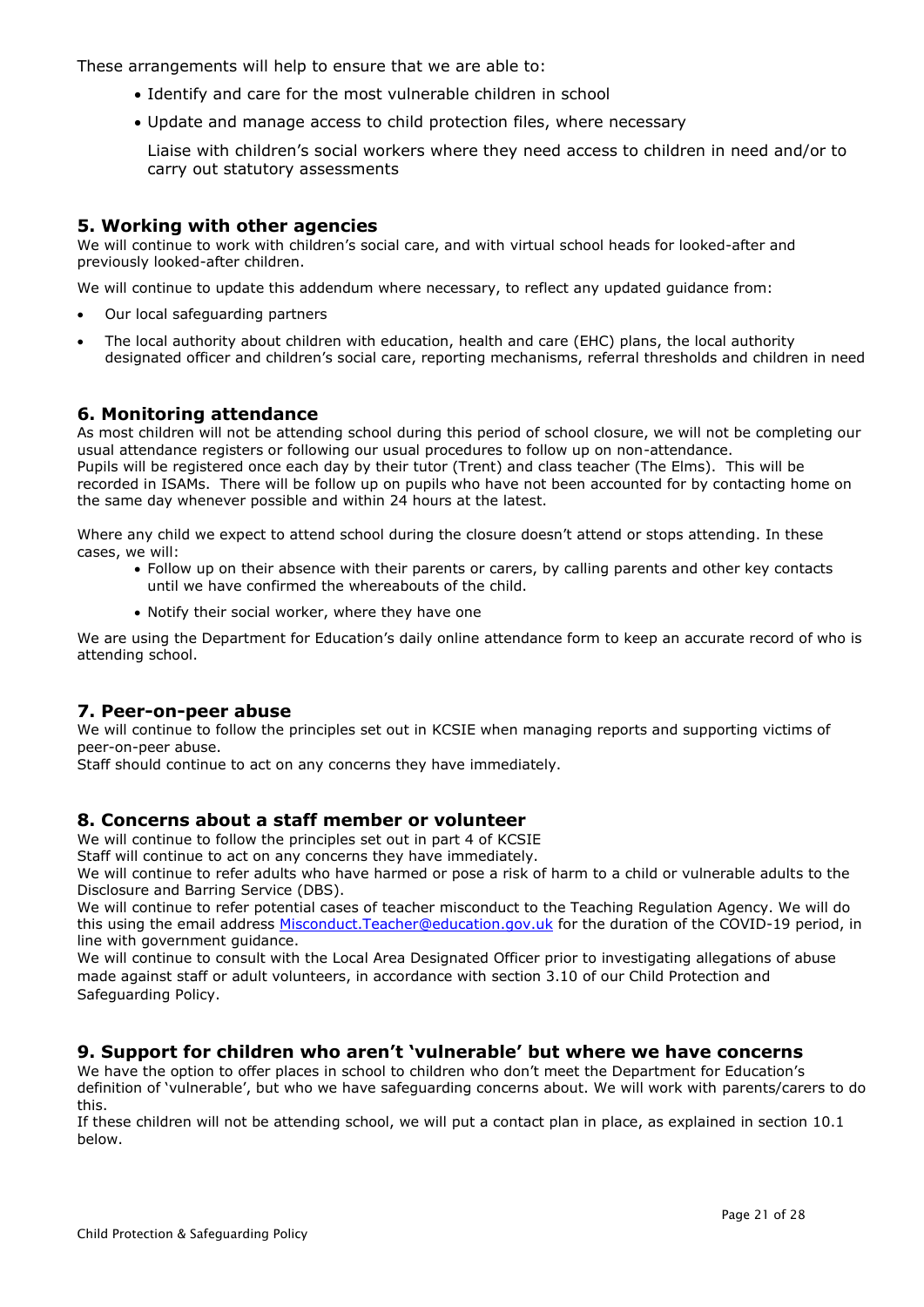These arrangements will help to ensure that we are able to:

- Identify and care for the most vulnerable children in school
- Update and manage access to child protection files, where necessary

  Liaise with children's social workers where they need access to children in need and/or to carry out statutory assessments

## 5. Working with other agencies

We will continue to work with children's social care, and with virtual school heads for looked-after and previously looked-after children.

We will continue to update this addendum where necessary, to reflect any updated guidance from:

- Our local safeguarding partners
- The local authority about children with education, health and care (EHC) plans, the local authority designated officer and children's social care, reporting mechanisms, referral thresholds and children in need

## 6. Monitoring attendance

As most children will not be attending school during this period of school closure, we will not be completing our usual attendance registers or following our usual procedures to follow up on non-attendance.
Pupils will be registered once each day by their tutor (Trent) and class teacher (The Elms). This will be recorded in ISAMs. There will be follow up on pupils who have not been accounted for by contacting home on the same day whenever possible and within 24 hours at the latest.

Where any child we expect to attend school during the closure doesn't attend or stops attending. In these cases, we will:

- Follow up on their absence with their parents or carers, by calling parents and other key contacts until we have confirmed the whereabouts of the child.
- Notify their social worker, where they have one

We are using the Department for Education's daily online attendance form to keep an accurate record of who is attending school.

## 7. Peer-on-peer abuse

We will continue to follow the principles set out in KCSIE when managing reports and supporting victims of peer-on-peer abuse.
Staff should continue to act on any concerns they have immediately.

## 8. Concerns about a staff member or volunteer

We will continue to follow the principles set out in part 4 of KCSIE
Staff will continue to act on any concerns they have immediately.
We will continue to refer adults who have harmed or pose a risk of harm to a child or vulnerable adults to the Disclosure and Barring Service (DBS).
We will continue to refer potential cases of teacher misconduct to the Teaching Regulation Agency. We will do this using the email address Misconduct.Teacher@education.gov.uk for the duration of the COVID-19 period, in line with government guidance.
We will continue to consult with the Local Area Designated Officer prior to investigating allegations of abuse made against staff or adult volunteers, in accordance with section 3.10 of our Child Protection and Safeguarding Policy.

## 9. Support for children who aren't 'vulnerable' but where we have concerns

We have the option to offer places in school to children who don't meet the Department for Education's definition of 'vulnerable', but who we have safeguarding concerns about. We will work with parents/carers to do this.
If these children will not be attending school, we will put a contact plan in place, as explained in section 10.1 below.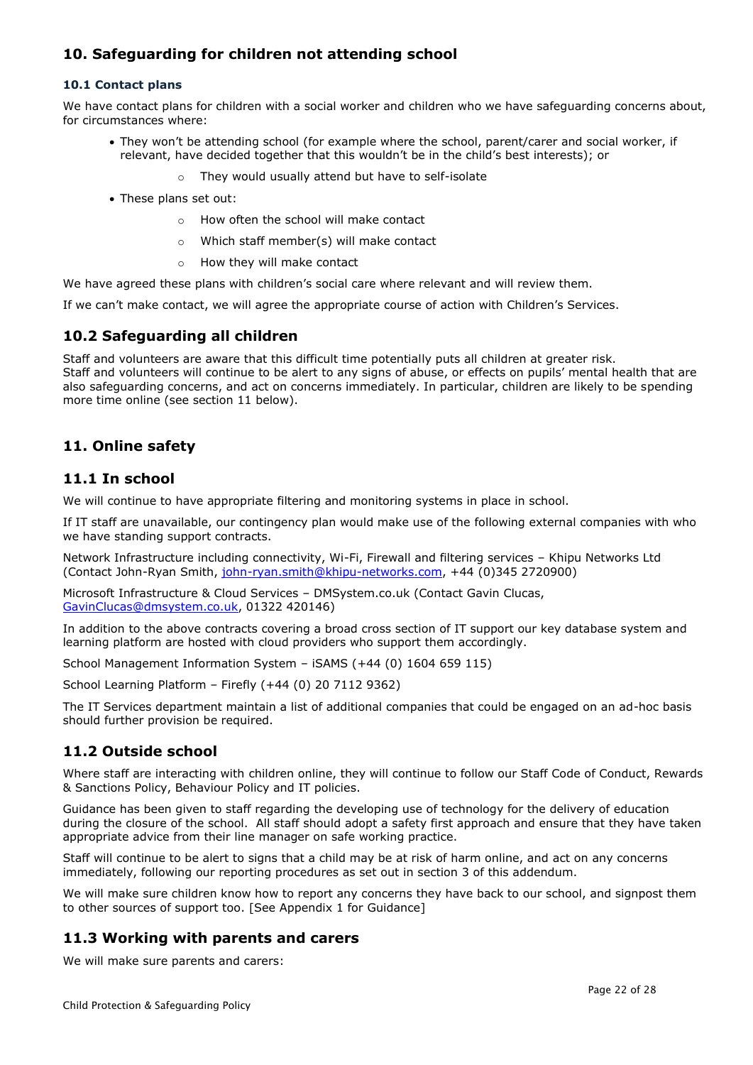## 10. Safeguarding for children not attending school

### 10.1 Contact plans

We have contact plans for children with a social worker and children who we have safeguarding concerns about, for circumstances where:

- They won't be attending school (for example where the school, parent/carer and social worker, if relevant, have decided together that this wouldn't be in the child's best interests); or
    - They would usually attend but have to self-isolate
- These plans set out:
    - How often the school will make contact
    - Which staff member(s) will make contact
    - How they will make contact

We have agreed these plans with children's social care where relevant and will review them.

If we can't make contact, we will agree the appropriate course of action with Children's Services.

## 10.2 Safeguarding all children

Staff and volunteers are aware that this difficult time potentially puts all children at greater risk.
Staff and volunteers will continue to be alert to any signs of abuse, or effects on pupils' mental health that are also safeguarding concerns, and act on concerns immediately. In particular, children are likely to be spending more time online (see section 11 below).

## 11. Online safety

## 11.1 In school

We will continue to have appropriate filtering and monitoring systems in place in school.

If IT staff are unavailable, our contingency plan would make use of the following external companies with who we have standing support contracts.

Network Infrastructure including connectivity, Wi-Fi, Firewall and filtering services – Khipu Networks Ltd (Contact John-Ryan Smith, john-ryan.smith@khipu-networks.com, +44 (0)345 2720900)

Microsoft Infrastructure & Cloud Services – DMSystem.co.uk (Contact Gavin Clucas, GavinClucas@dmsystem.co.uk, 01322 420146)

In addition to the above contracts covering a broad cross section of IT support our key database system and learning platform are hosted with cloud providers who support them accordingly.

School Management Information System – iSAMS (+44 (0) 1604 659 115)

School Learning Platform – Firefly (+44 (0) 20 7112 9362)

The IT Services department maintain a list of additional companies that could be engaged on an ad-hoc basis should further provision be required.

## 11.2 Outside school

Where staff are interacting with children online, they will continue to follow our Staff Code of Conduct, Rewards & Sanctions Policy, Behaviour Policy and IT policies.

Guidance has been given to staff regarding the developing use of technology for the delivery of education during the closure of the school. All staff should adopt a safety first approach and ensure that they have taken appropriate advice from their line manager on safe working practice.

Staff will continue to be alert to signs that a child may be at risk of harm online, and act on any concerns immediately, following our reporting procedures as set out in section 3 of this addendum.

We will make sure children know how to report any concerns they have back to our school, and signpost them to other sources of support too. [See Appendix 1 for Guidance]

## 11.3 Working with parents and carers

We will make sure parents and carers: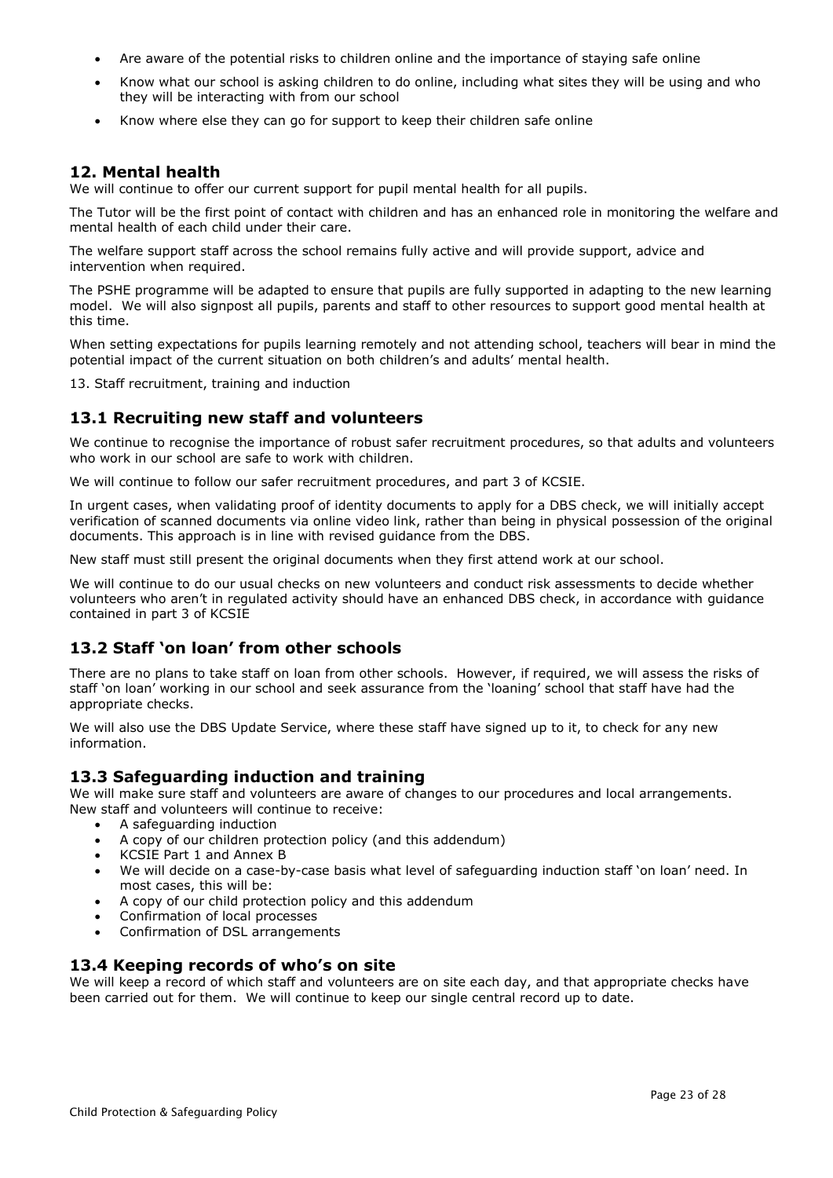- Are aware of the potential risks to children online and the importance of staying safe online
- Know what our school is asking children to do online, including what sites they will be using and who they will be interacting with from our school
- Know where else they can go for support to keep their children safe online

## 12. Mental health

We will continue to offer our current support for pupil mental health for all pupils.

The Tutor will be the first point of contact with children and has an enhanced role in monitoring the welfare and mental health of each child under their care.

The welfare support staff across the school remains fully active and will provide support, advice and intervention when required.

The PSHE programme will be adapted to ensure that pupils are fully supported in adapting to the new learning model. We will also signpost all pupils, parents and staff to other resources to support good mental health at this time.

When setting expectations for pupils learning remotely and not attending school, teachers will bear in mind the potential impact of the current situation on both children's and adults' mental health.

13. Staff recruitment, training and induction

## 13.1 Recruiting new staff and volunteers

We continue to recognise the importance of robust safer recruitment procedures, so that adults and volunteers who work in our school are safe to work with children.

We will continue to follow our safer recruitment procedures, and part 3 of KCSIE.

In urgent cases, when validating proof of identity documents to apply for a DBS check, we will initially accept verification of scanned documents via online video link, rather than being in physical possession of the original documents. This approach is in line with revised guidance from the DBS.

New staff must still present the original documents when they first attend work at our school.

We will continue to do our usual checks on new volunteers and conduct risk assessments to decide whether volunteers who aren't in regulated activity should have an enhanced DBS check, in accordance with guidance contained in part 3 of KCSIE

## 13.2 Staff 'on loan' from other schools

There are no plans to take staff on loan from other schools. However, if required, we will assess the risks of staff 'on loan' working in our school and seek assurance from the 'loaning' school that staff have had the appropriate checks.

We will also use the DBS Update Service, where these staff have signed up to it, to check for any new information.

## 13.3 Safeguarding induction and training

We will make sure staff and volunteers are aware of changes to our procedures and local arrangements. New staff and volunteers will continue to receive:

- A safeguarding induction
- A copy of our children protection policy (and this addendum)
- KCSIE Part 1 and Annex B
- We will decide on a case-by-case basis what level of safeguarding induction staff 'on loan' need. In most cases, this will be:
- A copy of our child protection policy and this addendum
- Confirmation of local processes
- Confirmation of DSL arrangements

## 13.4 Keeping records of who's on site

We will keep a record of which staff and volunteers are on site each day, and that appropriate checks have been carried out for them. We will continue to keep our single central record up to date.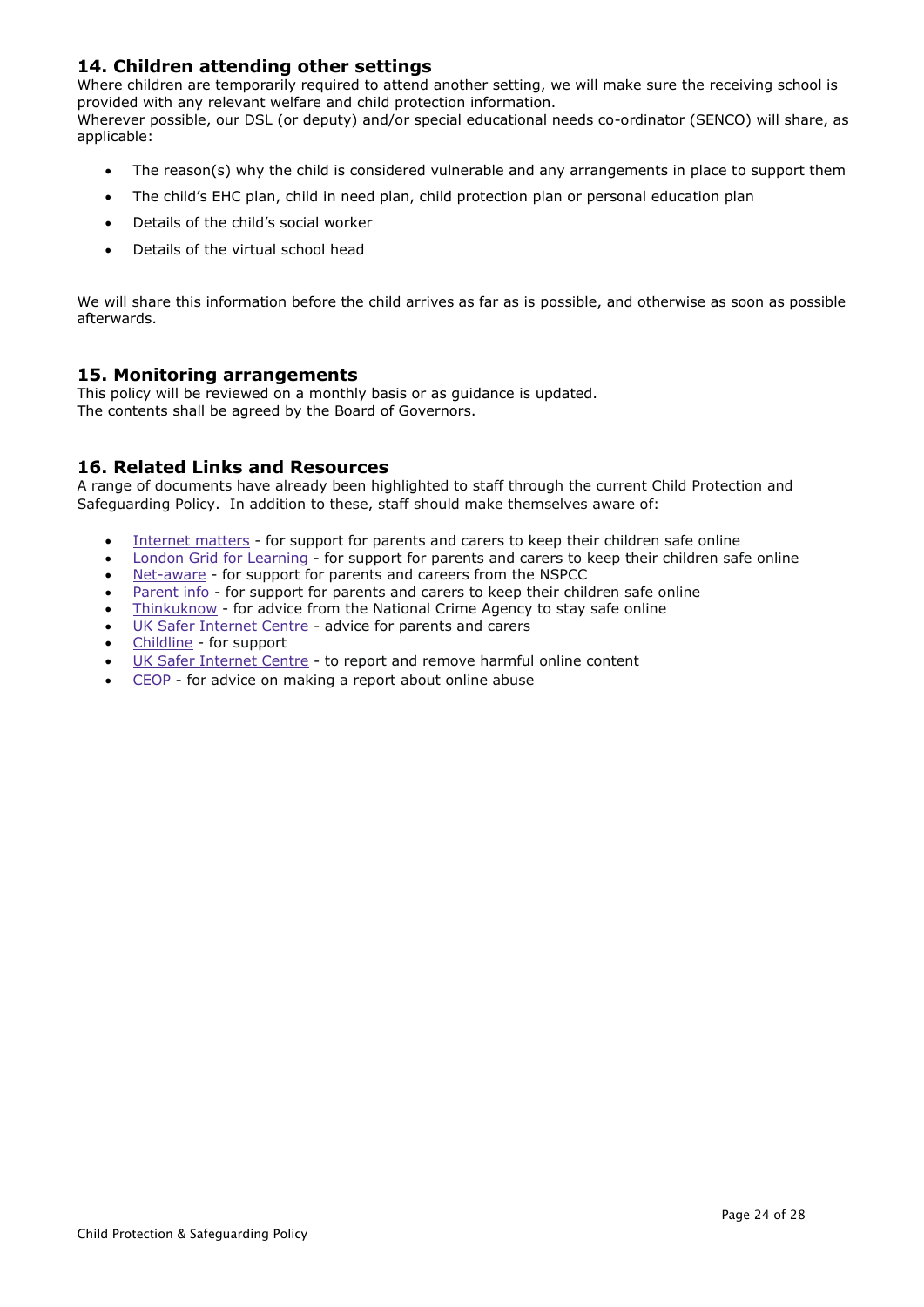## 14. Children attending other settings

Where children are temporarily required to attend another setting, we will make sure the receiving school is provided with any relevant welfare and child protection information.
Wherever possible, our DSL (or deputy) and/or special educational needs co-ordinator (SENCO) will share, as applicable:

- The reason(s) why the child is considered vulnerable and any arrangements in place to support them
- The child's EHC plan, child in need plan, child protection plan or personal education plan
- Details of the child's social worker
- Details of the virtual school head

We will share this information before the child arrives as far as is possible, and otherwise as soon as possible afterwards.

## 15. Monitoring arrangements

This policy will be reviewed on a monthly basis or as guidance is updated.
The contents shall be agreed by the Board of Governors.

## 16. Related Links and Resources

A range of documents have already been highlighted to staff through the current Child Protection and Safeguarding Policy. In addition to these, staff should make themselves aware of:

- Internet matters - for support for parents and carers to keep their children safe online
- London Grid for Learning - for support for parents and carers to keep their children safe online
- Net-aware - for support for parents and careers from the NSPCC
- Parent info - for support for parents and carers to keep their children safe online
- Thinkuknow - for advice from the National Crime Agency to stay safe online
- UK Safer Internet Centre - advice for parents and carers
- Childline - for support
- UK Safer Internet Centre - to report and remove harmful online content
- CEOP - for advice on making a report about online abuse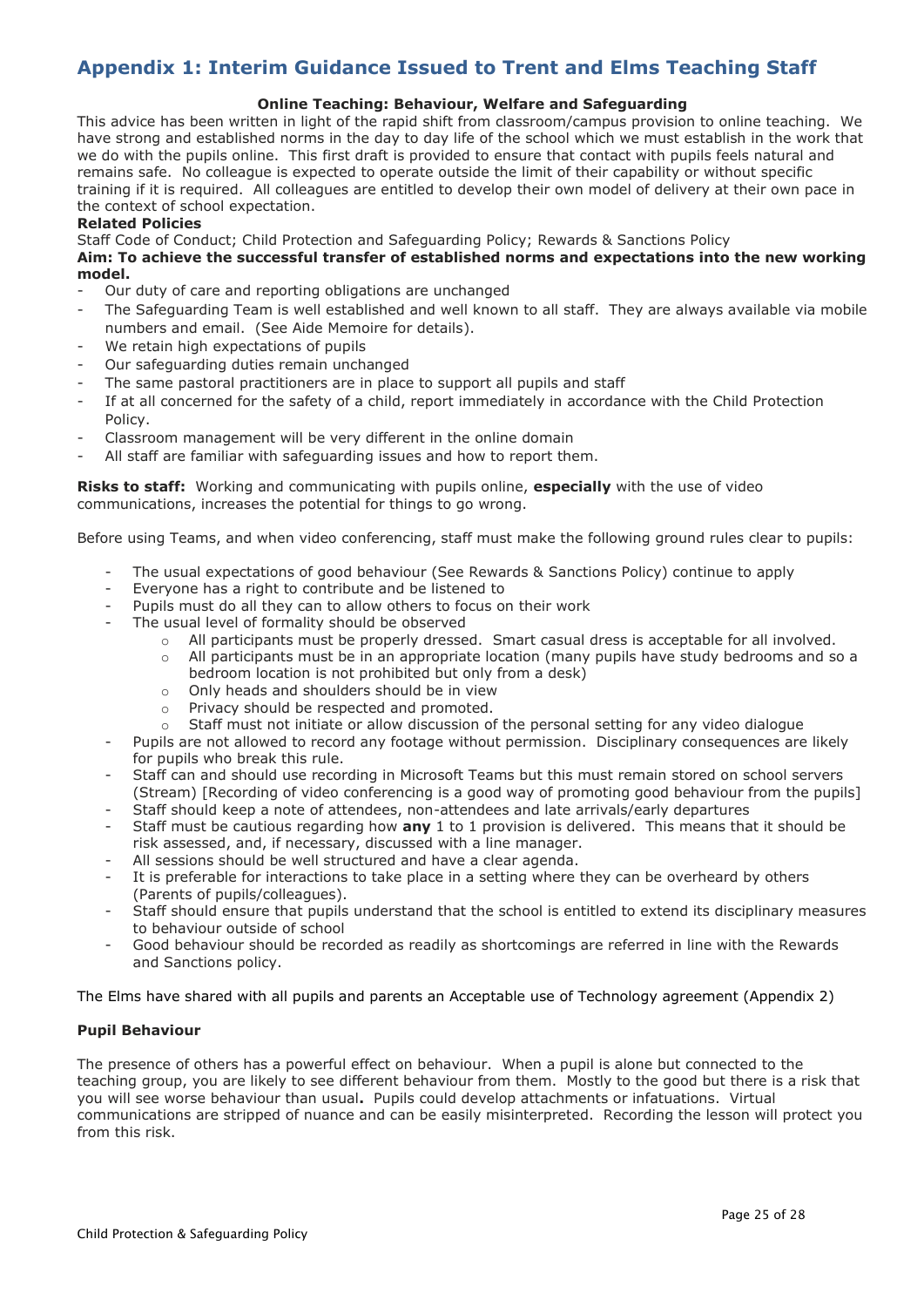# Appendix 1: Interim Guidance Issued to Trent and Elms Teaching Staff

**Online Teaching: Behaviour, Welfare and Safeguarding**

This advice has been written in light of the rapid shift from classroom/campus provision to online teaching. We have strong and established norms in the day to day life of the school which we must establish in the work that we do with the pupils online. This first draft is provided to ensure that contact with pupils feels natural and remains safe. No colleague is expected to operate outside the limit of their capability or without specific training if it is required. All colleagues are entitled to develop their own model of delivery at their own pace in the context of school expectation.

**Related Policies**

Staff Code of Conduct; Child Protection and Safeguarding Policy; Rewards & Sanctions Policy

**Aim: To achieve the successful transfer of established norms and expectations into the new working model.**

- Our duty of care and reporting obligations are unchanged
- The Safeguarding Team is well established and well known to all staff. They are always available via mobile numbers and email. (See Aide Memoire for details).
- We retain high expectations of pupils
- Our safeguarding duties remain unchanged
- The same pastoral practitioners are in place to support all pupils and staff
- If at all concerned for the safety of a child, report immediately in accordance with the Child Protection Policy.
- Classroom management will be very different in the online domain
- All staff are familiar with safeguarding issues and how to report them.

**Risks to staff:** Working and communicating with pupils online, **especially** with the use of video communications, increases the potential for things to go wrong.

Before using Teams, and when video conferencing, staff must make the following ground rules clear to pupils:

- The usual expectations of good behaviour (See Rewards & Sanctions Policy) continue to apply
- Everyone has a right to contribute and be listened to
- Pupils must do all they can to allow others to focus on their work
- The usual level of formality should be observed
  - All participants must be properly dressed. Smart casual dress is acceptable for all involved.
  - All participants must be in an appropriate location (many pupils have study bedrooms and so a bedroom location is not prohibited but only from a desk)
  - Only heads and shoulders should be in view
  - Privacy should be respected and promoted.
  - Staff must not initiate or allow discussion of the personal setting for any video dialogue
- Pupils are not allowed to record any footage without permission. Disciplinary consequences are likely for pupils who break this rule.
- Staff can and should use recording in Microsoft Teams but this must remain stored on school servers (Stream) [Recording of video conferencing is a good way of promoting good behaviour from the pupils]
- Staff should keep a note of attendees, non-attendees and late arrivals/early departures
- Staff must be cautious regarding how **any** 1 to 1 provision is delivered. This means that it should be risk assessed, and, if necessary, discussed with a line manager.
- All sessions should be well structured and have a clear agenda.
- It is preferable for interactions to take place in a setting where they can be overheard by others (Parents of pupils/colleagues).
- Staff should ensure that pupils understand that the school is entitled to extend its disciplinary measures to behaviour outside of school
- Good behaviour should be recorded as readily as shortcomings are referred in line with the Rewards and Sanctions policy.

The Elms have shared with all pupils and parents an Acceptable use of Technology agreement (Appendix 2)

**Pupil Behaviour**

The presence of others has a powerful effect on behaviour. When a pupil is alone but connected to the teaching group, you are likely to see different behaviour from them. Mostly to the good but there is a risk that you will see worse behaviour than usual**.** Pupils could develop attachments or infatuations. Virtual communications are stripped of nuance and can be easily misinterpreted. Recording the lesson will protect you from this risk.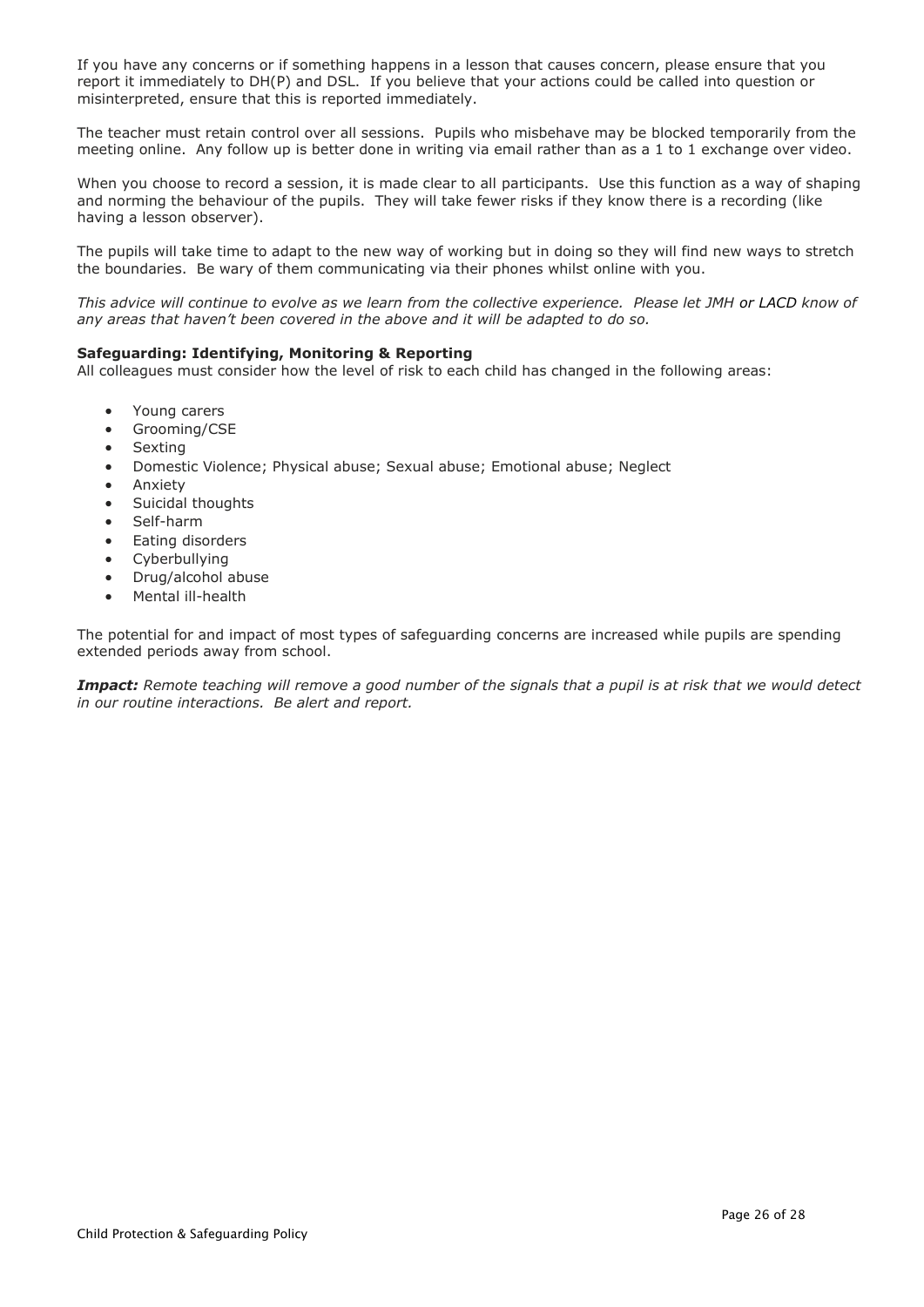If you have any concerns or if something happens in a lesson that causes concern, please ensure that you report it immediately to DH(P) and DSL. If you believe that your actions could be called into question or misinterpreted, ensure that this is reported immediately.

The teacher must retain control over all sessions. Pupils who misbehave may be blocked temporarily from the meeting online. Any follow up is better done in writing via email rather than as a 1 to 1 exchange over video.

When you choose to record a session, it is made clear to all participants. Use this function as a way of shaping and norming the behaviour of the pupils. They will take fewer risks if they know there is a recording (like having a lesson observer).

The pupils will take time to adapt to the new way of working but in doing so they will find new ways to stretch the boundaries. Be wary of them communicating via their phones whilst online with you.

*This advice will continue to evolve as we learn from the collective experience. Please let JMH or LACD know of any areas that haven't been covered in the above and it will be adapted to do so.*

**Safeguarding: Identifying, Monitoring & Reporting**

All colleagues must consider how the level of risk to each child has changed in the following areas:

- Young carers
- Grooming/CSE
- Sexting
- Domestic Violence; Physical abuse; Sexual abuse; Emotional abuse; Neglect
- Anxiety
- Suicidal thoughts
- Self-harm
- Eating disorders
- Cyberbullying
- Drug/alcohol abuse
- Mental ill-health

The potential for and impact of most types of safeguarding concerns are increased while pupils are spending extended periods away from school.

***Impact:*** *Remote teaching will remove a good number of the signals that a pupil is at risk that we would detect in our routine interactions. Be alert and report.*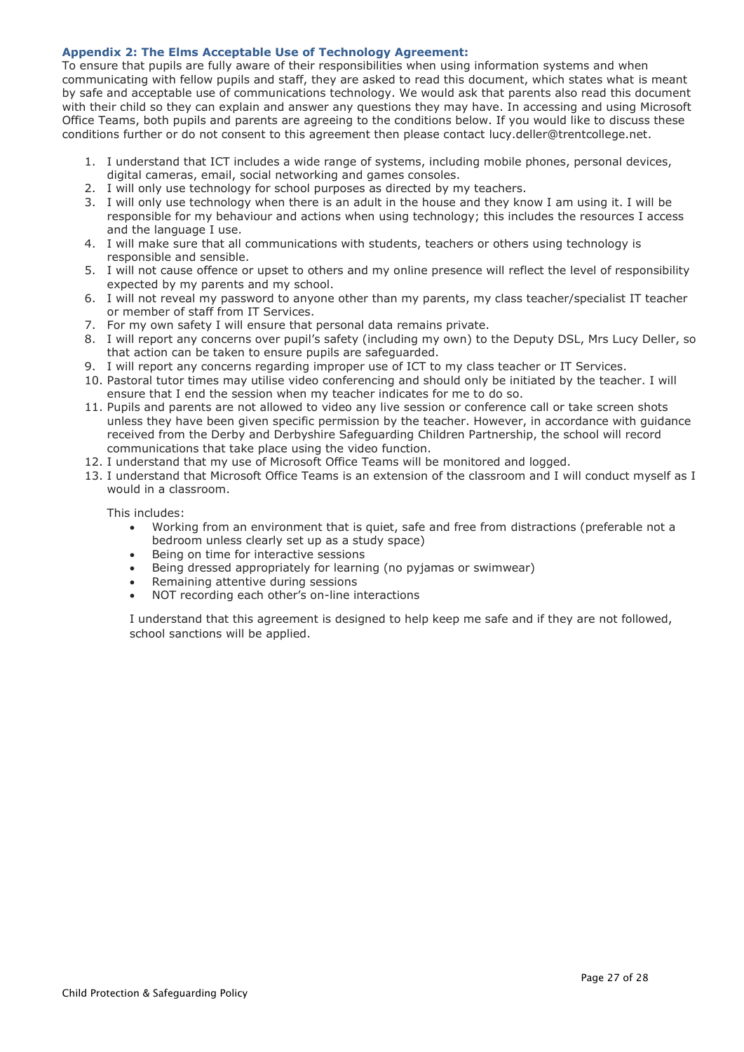### Appendix 2: The Elms Acceptable Use of Technology Agreement:

To ensure that pupils are fully aware of their responsibilities when using information systems and when communicating with fellow pupils and staff, they are asked to read this document, which states what is meant by safe and acceptable use of communications technology. We would ask that parents also read this document with their child so they can explain and answer any questions they may have. In accessing and using Microsoft Office Teams, both pupils and parents are agreeing to the conditions below. If you would like to discuss these conditions further or do not consent to this agreement then please contact lucy.deller@trentcollege.net.

1. I understand that ICT includes a wide range of systems, including mobile phones, personal devices, digital cameras, email, social networking and games consoles.
2. I will only use technology for school purposes as directed by my teachers.
3. I will only use technology when there is an adult in the house and they know I am using it. I will be responsible for my behaviour and actions when using technology; this includes the resources I access and the language I use.
4. I will make sure that all communications with students, teachers or others using technology is responsible and sensible.
5. I will not cause offence or upset to others and my online presence will reflect the level of responsibility expected by my parents and my school.
6. I will not reveal my password to anyone other than my parents, my class teacher/specialist IT teacher or member of staff from IT Services.
7. For my own safety I will ensure that personal data remains private.
8. I will report any concerns over pupil's safety (including my own) to the Deputy DSL, Mrs Lucy Deller, so that action can be taken to ensure pupils are safeguarded.
9. I will report any concerns regarding improper use of ICT to my class teacher or IT Services.
10. Pastoral tutor times may utilise video conferencing and should only be initiated by the teacher. I will ensure that I end the session when my teacher indicates for me to do so.
11. Pupils and parents are not allowed to video any live session or conference call or take screen shots unless they have been given specific permission by the teacher. However, in accordance with guidance received from the Derby and Derbyshire Safeguarding Children Partnership, the school will record communications that take place using the video function.
12. I understand that my use of Microsoft Office Teams will be monitored and logged.
13. I understand that Microsoft Office Teams is an extension of the classroom and I will conduct myself as I would in a classroom.

    This includes:

    - Working from an environment that is quiet, safe and free from distractions (preferable not a bedroom unless clearly set up as a study space)
    - Being on time for interactive sessions
    - Being dressed appropriately for learning (no pyjamas or swimwear)
    - Remaining attentive during sessions
    - NOT recording each other's on-line interactions

    I understand that this agreement is designed to help keep me safe and if they are not followed, school sanctions will be applied.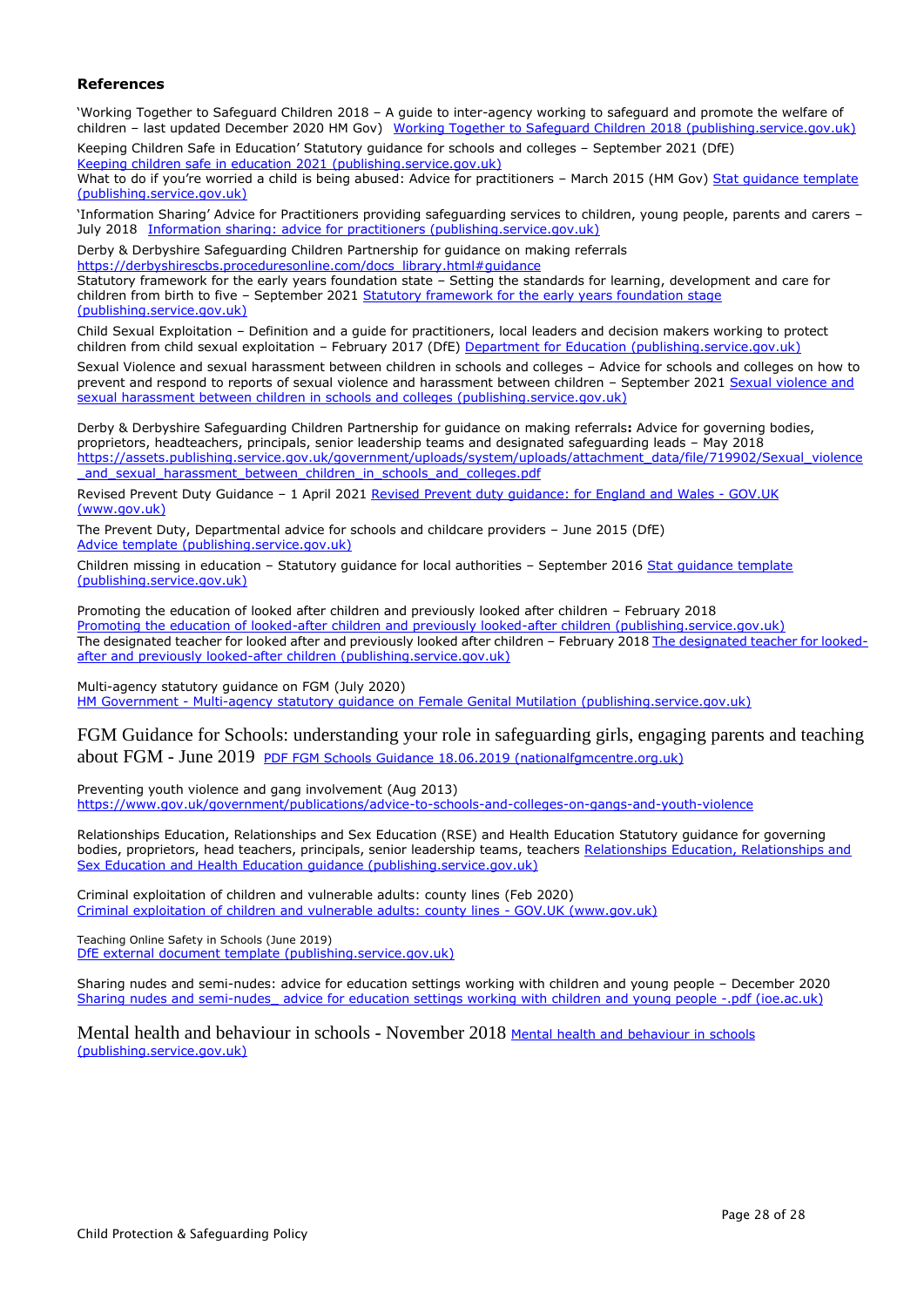### References

'Working Together to Safeguard Children 2018 – A guide to inter-agency working to safeguard and promote the welfare of children – last updated December 2020 HM Gov) Working Together to Safeguard Children 2018 (publishing.service.gov.uk)

Keeping Children Safe in Education' Statutory guidance for schools and colleges – September 2021 (DfE) Keeping children safe in education 2021 (publishing.service.gov.uk)

What to do if you're worried a child is being abused: Advice for practitioners – March 2015 (HM Gov) Stat guidance template (publishing.service.gov.uk)

'Information Sharing' Advice for Practitioners providing safeguarding services to children, young people, parents and carers – July 2018 Information sharing: advice for practitioners (publishing.service.gov.uk)

Derby & Derbyshire Safeguarding Children Partnership for guidance on making referrals https://derbyshirescbs.proceduresonline.com/docs_library.html#guidance

Statutory framework for the early years foundation state – Setting the standards for learning, development and care for children from birth to five – September 2021 Statutory framework for the early years foundation stage (publishing.service.gov.uk)

Child Sexual Exploitation – Definition and a guide for practitioners, local leaders and decision makers working to protect children from child sexual exploitation – February 2017 (DfE) Department for Education (publishing.service.gov.uk)

Sexual Violence and sexual harassment between children in schools and colleges – Advice for schools and colleges on how to prevent and respond to reports of sexual violence and harassment between children – September 2021 Sexual violence and sexual harassment between children in schools and colleges (publishing.service.gov.uk)

Derby & Derbyshire Safeguarding Children Partnership for guidance on making referrals**:** Advice for governing bodies, proprietors, headteachers, principals, senior leadership teams and designated safeguarding leads – May 2018 https://assets.publishing.service.gov.uk/government/uploads/system/uploads/attachment_data/file/719902/Sexual_violence_and_sexual_harassment_between_children_in_schools_and_colleges.pdf

Revised Prevent Duty Guidance – 1 April 2021 Revised Prevent duty guidance: for England and Wales - GOV.UK (www.gov.uk)

The Prevent Duty, Departmental advice for schools and childcare providers – June 2015 (DfE) Advice template (publishing.service.gov.uk)

Children missing in education – Statutory guidance for local authorities – September 2016 Stat guidance template (publishing.service.gov.uk)

Promoting the education of looked after children and previously looked after children – February 2018 Promoting the education of looked-after children and previously looked-after children (publishing.service.gov.uk)

The designated teacher for looked after and previously looked after children – February 2018 The designated teacher for looked-after and previously looked-after children (publishing.service.gov.uk)

Multi-agency statutory guidance on FGM (July 2020) HM Government - Multi-agency statutory guidance on Female Genital Mutilation (publishing.service.gov.uk)

FGM Guidance for Schools: understanding your role in safeguarding girls, engaging parents and teaching about FGM - June 2019 PDF FGM Schools Guidance 18.06.2019 (nationalfgmcentre.org.uk)

Preventing youth violence and gang involvement (Aug 2013) https://www.gov.uk/government/publications/advice-to-schools-and-colleges-on-gangs-and-youth-violence

Relationships Education, Relationships and Sex Education (RSE) and Health Education Statutory guidance for governing bodies, proprietors, head teachers, principals, senior leadership teams, teachers Relationships Education, Relationships and Sex Education and Health Education guidance (publishing.service.gov.uk)

Criminal exploitation of children and vulnerable adults: county lines (Feb 2020) Criminal exploitation of children and vulnerable adults: county lines - GOV.UK (www.gov.uk)

Teaching Online Safety in Schools (June 2019) DfE external document template (publishing.service.gov.uk)

Sharing nudes and semi-nudes: advice for education settings working with children and young people – December 2020 Sharing nudes and semi-nudes_ advice for education settings working with children and young people -.pdf (ioe.ac.uk)

Mental health and behaviour in schools - November 2018 Mental health and behaviour in schools (publishing.service.gov.uk)